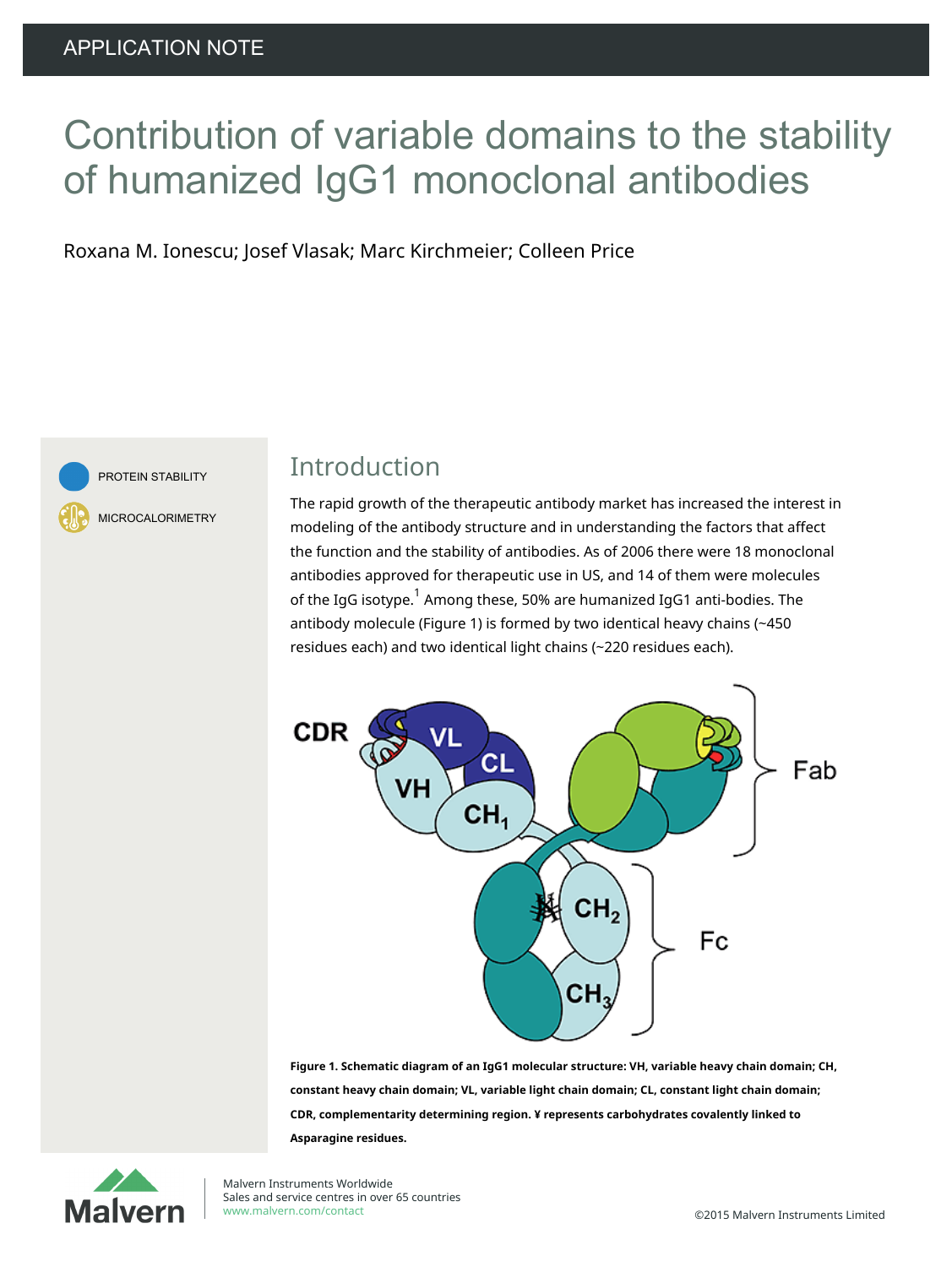APPLICATION NOTE

# Contribution of variable domains to the stability of humanized IgG1 monoclonal antibodies

Roxana M. Ionescu; Josef Vlasak; Marc Kirchmeier; Colleen Price

PROTEIN STABILITY

MICROCALORIMETRY

## Introduction

The rapid growth of the therapeutic antibody market has increased the interest in modeling of the antibody structure and in understanding the factors that affect the function and the stability of antibodies. As of 2006 there were 18 monoclonal antibodies approved for therapeutic use in US, and 14 of them were molecules of the IgG isotype.[1] Among these, 50% are humanized IgG1 anti-bodies. The antibody molecule (Figure 1) is formed by two identical heavy chains (~450 residues each) and two identical light chains (~220 residues each).

**Figure 1. Schematic diagram of an IgG1 molecular structure: VH, variable heavy chain domain; CH, constant heavy chain domain; VL, variable light chain domain; CL, constant light chain domain; CDR, complementarity determining region. ¥ represents carbohydrates covalently linked to Asparagine residues.**

Malvern Instruments Worldwide
Sales and service centres in over 65 countries
www.malvern.com/contact

©2015 Malvern Instruments Limited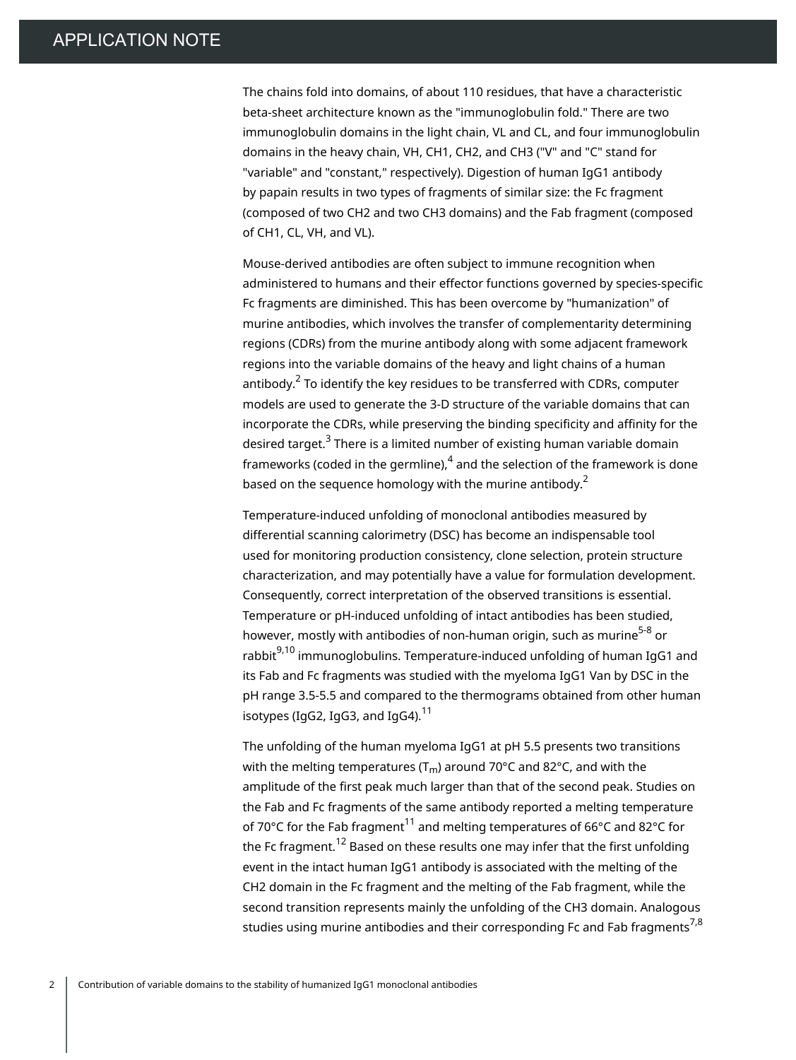The chains fold into domains, of about 110 residues, that have a characteristic beta-sheet architecture known as the "immunoglobulin fold." There are two immunoglobulin domains in the light chain, VL and CL, and four immunoglobulin domains in the heavy chain, VH, CH1, CH2, and CH3 ("V" and "C" stand for "variable" and "constant," respectively). Digestion of human IgG1 antibody by papain results in two types of fragments of similar size: the Fc fragment (composed of two CH2 and two CH3 domains) and the Fab fragment (composed of CH1, CL, VH, and VL).

Mouse-derived antibodies are often subject to immune recognition when administered to humans and their effector functions governed by species-specific Fc fragments are diminished. This has been overcome by "humanization" of murine antibodies, which involves the transfer of complementarity determining regions (CDRs) from the murine antibody along with some adjacent framework regions into the variable domains of the heavy and light chains of a human antibody.[2] To identify the key residues to be transferred with CDRs, computer models are used to generate the 3-D structure of the variable domains that can incorporate the CDRs, while preserving the binding specificity and affinity for the desired target.[3] There is a limited number of existing human variable domain frameworks (coded in the germline),[4] and the selection of the framework is done based on the sequence homology with the murine antibody.[2]

Temperature-induced unfolding of monoclonal antibodies measured by differential scanning calorimetry (DSC) has become an indispensable tool used for monitoring production consistency, clone selection, protein structure characterization, and may potentially have a value for formulation development. Consequently, correct interpretation of the observed transitions is essential. Temperature or pH-induced unfolding of intact antibodies has been studied, however, mostly with antibodies of non-human origin, such as murine[5-8] or rabbit[9,10] immunoglobulins. Temperature-induced unfolding of human IgG1 and its Fab and Fc fragments was studied with the myeloma IgG1 Van by DSC in the pH range 3.5-5.5 and compared to the thermograms obtained from other human isotypes (IgG2, IgG3, and IgG4).[11]

The unfolding of the human myeloma IgG1 at pH 5.5 presents two transitions with the melting temperatures ($T_m$) around 70°C and 82°C, and with the amplitude of the first peak much larger than that of the second peak. Studies on the Fab and Fc fragments of the same antibody reported a melting temperature of 70°C for the Fab fragment[11] and melting temperatures of 66°C and 82°C for the Fc fragment.[12] Based on these results one may infer that the first unfolding event in the intact human IgG1 antibody is associated with the melting of the CH2 domain in the Fc fragment and the melting of the Fab fragment, while the second transition represents mainly the unfolding of the CH3 domain. Analogous studies using murine antibodies and their corresponding Fc and Fab fragments[7,8]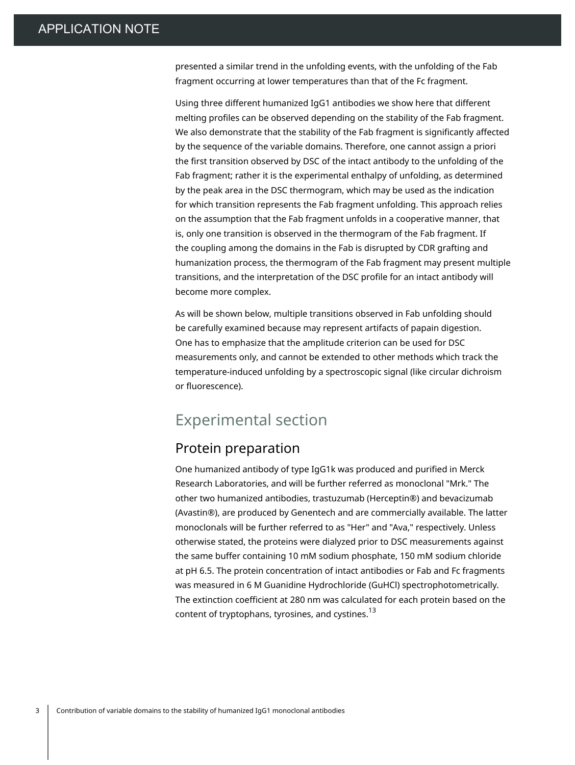presented a similar trend in the unfolding events, with the unfolding of the Fab fragment occurring at lower temperatures than that of the Fc fragment.

Using three different humanized IgG1 antibodies we show here that different melting profiles can be observed depending on the stability of the Fab fragment. We also demonstrate that the stability of the Fab fragment is significantly affected by the sequence of the variable domains. Therefore, one cannot assign a priori the first transition observed by DSC of the intact antibody to the unfolding of the Fab fragment; rather it is the experimental enthalpy of unfolding, as determined by the peak area in the DSC thermogram, which may be used as the indication for which transition represents the Fab fragment unfolding. This approach relies on the assumption that the Fab fragment unfolds in a cooperative manner, that is, only one transition is observed in the thermogram of the Fab fragment. If the coupling among the domains in the Fab is disrupted by CDR grafting and humanization process, the thermogram of the Fab fragment may present multiple transitions, and the interpretation of the DSC profile for an intact antibody will become more complex.

As will be shown below, multiple transitions observed in Fab unfolding should be carefully examined because may represent artifacts of papain digestion. One has to emphasize that the amplitude criterion can be used for DSC measurements only, and cannot be extended to other methods which track the temperature-induced unfolding by a spectroscopic signal (like circular dichroism or fluorescence).

## Experimental section

### Protein preparation

One humanized antibody of type IgG1k was produced and purified in Merck Research Laboratories, and will be further referred as monoclonal "Mrk." The other two humanized antibodies, trastuzumab (Herceptin®) and bevacizumab (Avastin®), are produced by Genentech and are commercially available. The latter monoclonals will be further referred to as "Her" and "Ava," respectively. Unless otherwise stated, the proteins were dialyzed prior to DSC measurements against the same buffer containing 10 mM sodium phosphate, 150 mM sodium chloride at pH 6.5. The protein concentration of intact antibodies or Fab and Fc fragments was measured in 6 M Guanidine Hydrochloride (GuHCl) spectrophotometrically. The extinction coefficient at 280 nm was calculated for each protein based on the content of tryptophans, tyrosines, and cystines.[13]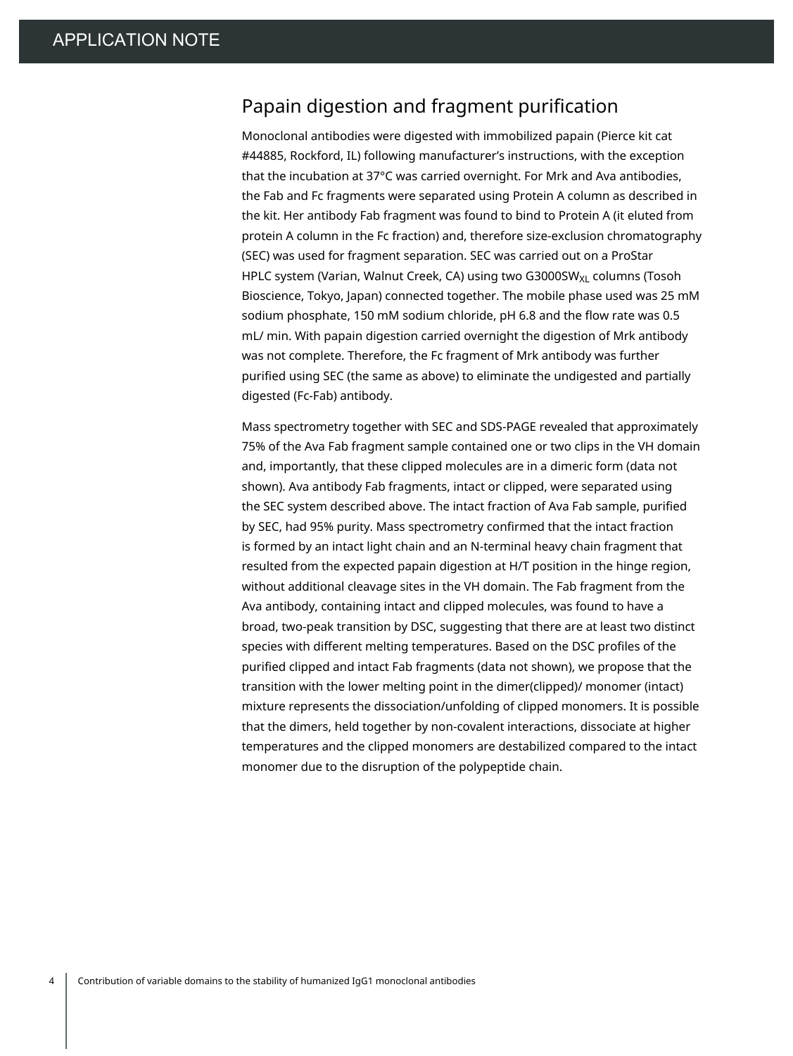## Papain digestion and fragment purification

Monoclonal antibodies were digested with immobilized papain (Pierce kit cat #44885, Rockford, IL) following manufacturer's instructions, with the exception that the incubation at 37°C was carried overnight. For Mrk and Ava antibodies, the Fab and Fc fragments were separated using Protein A column as described in the kit. Her antibody Fab fragment was found to bind to Protein A (it eluted from protein A column in the Fc fraction) and, therefore size-exclusion chromatography (SEC) was used for fragment separation. SEC was carried out on a ProStar HPLC system (Varian, Walnut Creek, CA) using two G3000SW$_{XL}$ columns (Tosoh Bioscience, Tokyo, Japan) connected together. The mobile phase used was 25 mM sodium phosphate, 150 mM sodium chloride, pH 6.8 and the flow rate was 0.5 mL/ min. With papain digestion carried overnight the digestion of Mrk antibody was not complete. Therefore, the Fc fragment of Mrk antibody was further purified using SEC (the same as above) to eliminate the undigested and partially digested (Fc-Fab) antibody.

Mass spectrometry together with SEC and SDS-PAGE revealed that approximately 75% of the Ava Fab fragment sample contained one or two clips in the VH domain and, importantly, that these clipped molecules are in a dimeric form (data not shown). Ava antibody Fab fragments, intact or clipped, were separated using the SEC system described above. The intact fraction of Ava Fab sample, purified by SEC, had 95% purity. Mass spectrometry confirmed that the intact fraction is formed by an intact light chain and an N-terminal heavy chain fragment that resulted from the expected papain digestion at H/T position in the hinge region, without additional cleavage sites in the VH domain. The Fab fragment from the Ava antibody, containing intact and clipped molecules, was found to have a broad, two-peak transition by DSC, suggesting that there are at least two distinct species with different melting temperatures. Based on the DSC profiles of the purified clipped and intact Fab fragments (data not shown), we propose that the transition with the lower melting point in the dimer(clipped)/ monomer (intact) mixture represents the dissociation/unfolding of clipped monomers. It is possible that the dimers, held together by non-covalent interactions, dissociate at higher temperatures and the clipped monomers are destabilized compared to the intact monomer due to the disruption of the polypeptide chain.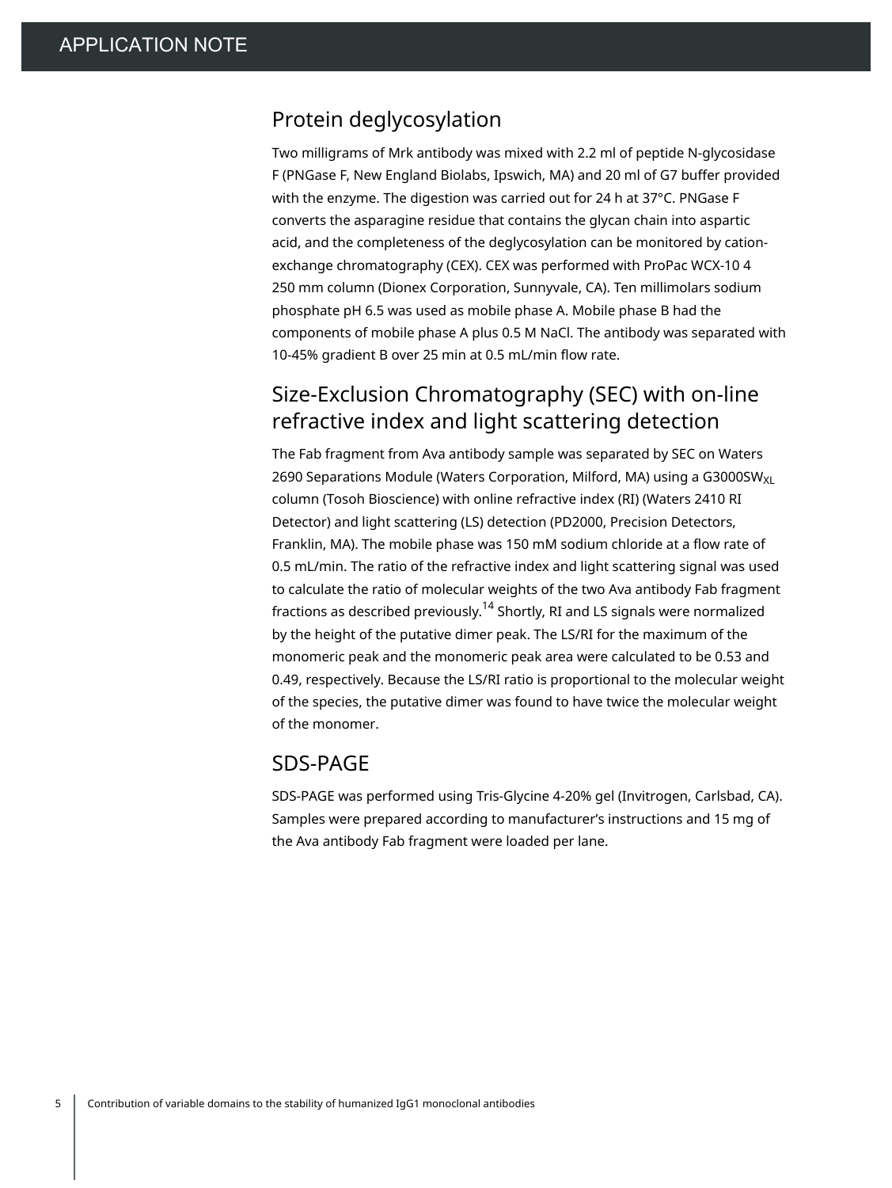## Protein deglycosylation

Two milligrams of Mrk antibody was mixed with 2.2 ml of peptide N-glycosidase F (PNGase F, New England Biolabs, Ipswich, MA) and 20 ml of G7 buffer provided with the enzyme. The digestion was carried out for 24 h at 37°C. PNGase F converts the asparagine residue that contains the glycan chain into aspartic acid, and the completeness of the deglycosylation can be monitored by cation-exchange chromatography (CEX). CEX was performed with ProPac WCX-10 4 250 mm column (Dionex Corporation, Sunnyvale, CA). Ten millimolars sodium phosphate pH 6.5 was used as mobile phase A. Mobile phase B had the components of mobile phase A plus 0.5 M NaCl. The antibody was separated with 10-45% gradient B over 25 min at 0.5 mL/min flow rate.

## Size-Exclusion Chromatography (SEC) with on-line refractive index and light scattering detection

The Fab fragment from Ava antibody sample was separated by SEC on Waters 2690 Separations Module (Waters Corporation, Milford, MA) using a G3000SW$_{XL}$ column (Tosoh Bioscience) with online refractive index (RI) (Waters 2410 RI Detector) and light scattering (LS) detection (PD2000, Precision Detectors, Franklin, MA). The mobile phase was 150 mM sodium chloride at a flow rate of 0.5 mL/min. The ratio of the refractive index and light scattering signal was used to calculate the ratio of molecular weights of the two Ava antibody Fab fragment fractions as described previously.[14] Shortly, RI and LS signals were normalized by the height of the putative dimer peak. The LS/RI for the maximum of the monomeric peak and the monomeric peak area were calculated to be 0.53 and 0.49, respectively. Because the LS/RI ratio is proportional to the molecular weight of the species, the putative dimer was found to have twice the molecular weight of the monomer.

## SDS-PAGE

SDS-PAGE was performed using Tris-Glycine 4-20% gel (Invitrogen, Carlsbad, CA). Samples were prepared according to manufacturer's instructions and 15 mg of the Ava antibody Fab fragment were loaded per lane.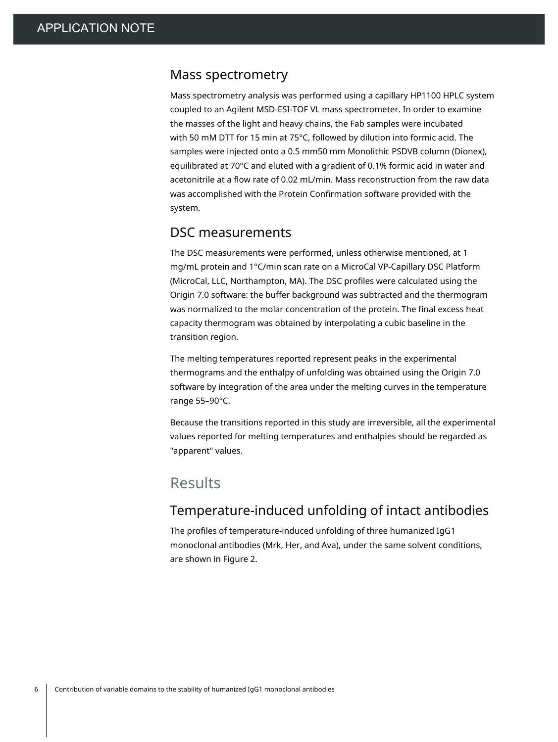## Mass spectrometry

Mass spectrometry analysis was performed using a capillary HP1100 HPLC system coupled to an Agilent MSD-ESI-TOF VL mass spectrometer. In order to examine the masses of the light and heavy chains, the Fab samples were incubated with 50 mM DTT for 15 min at 75°C, followed by dilution into formic acid. The samples were injected onto a 0.5 mm50 mm Monolithic PSDVB column (Dionex), equilibrated at 70°C and eluted with a gradient of 0.1% formic acid in water and acetonitrile at a flow rate of 0.02 mL/min. Mass reconstruction from the raw data was accomplished with the Protein Confirmation software provided with the system.

## DSC measurements

The DSC measurements were performed, unless otherwise mentioned, at 1 mg/mL protein and 1°C/min scan rate on a MicroCal VP-Capillary DSC Platform (MicroCal, LLC, Northampton, MA). The DSC profiles were calculated using the Origin 7.0 software: the buffer background was subtracted and the thermogram was normalized to the molar concentration of the protein. The final excess heat capacity thermogram was obtained by interpolating a cubic baseline in the transition region.

The melting temperatures reported represent peaks in the experimental thermograms and the enthalpy of unfolding was obtained using the Origin 7.0 software by integration of the area under the melting curves in the temperature range 55–90°C.

Because the transitions reported in this study are irreversible, all the experimental values reported for melting temperatures and enthalpies should be regarded as "apparent" values.

# Results

## Temperature-induced unfolding of intact antibodies

The profiles of temperature-induced unfolding of three humanized IgG1 monoclonal antibodies (Mrk, Her, and Ava), under the same solvent conditions, are shown in Figure 2.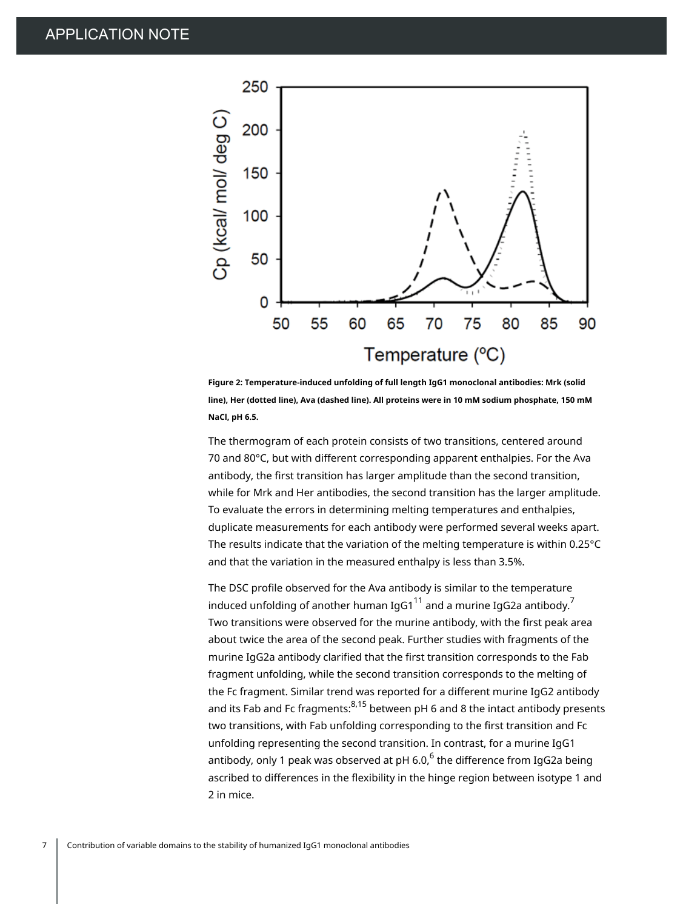**Figure 2: Temperature-induced unfolding of full length IgG1 monoclonal antibodies: Mrk (solid line), Her (dotted line), Ava (dashed line). All proteins were in 10 mM sodium phosphate, 150 mM NaCl, pH 6.5.**

The thermogram of each protein consists of two transitions, centered around 70 and 80°C, but with different corresponding apparent enthalpies. For the Ava antibody, the first transition has larger amplitude than the second transition, while for Mrk and Her antibodies, the second transition has the larger amplitude. To evaluate the errors in determining melting temperatures and enthalpies, duplicate measurements for each antibody were performed several weeks apart. The results indicate that the variation of the melting temperature is within 0.25°C and that the variation in the measured enthalpy is less than 3.5%.

The DSC profile observed for the Ava antibody is similar to the temperature induced unfolding of another human IgG1[11] and a murine IgG2a antibody.[7] Two transitions were observed for the murine antibody, with the first peak area about twice the area of the second peak. Further studies with fragments of the murine IgG2a antibody clarified that the first transition corresponds to the Fab fragment unfolding, while the second transition corresponds to the melting of the Fc fragment. Similar trend was reported for a different murine IgG2 antibody and its Fab and Fc fragments:[8,15] between pH 6 and 8 the intact antibody presents two transitions, with Fab unfolding corresponding to the first transition and Fc unfolding representing the second transition. In contrast, for a murine IgG1 antibody, only 1 peak was observed at pH 6.0,[6] the difference from IgG2a being ascribed to differences in the flexibility in the hinge region between isotype 1 and 2 in mice.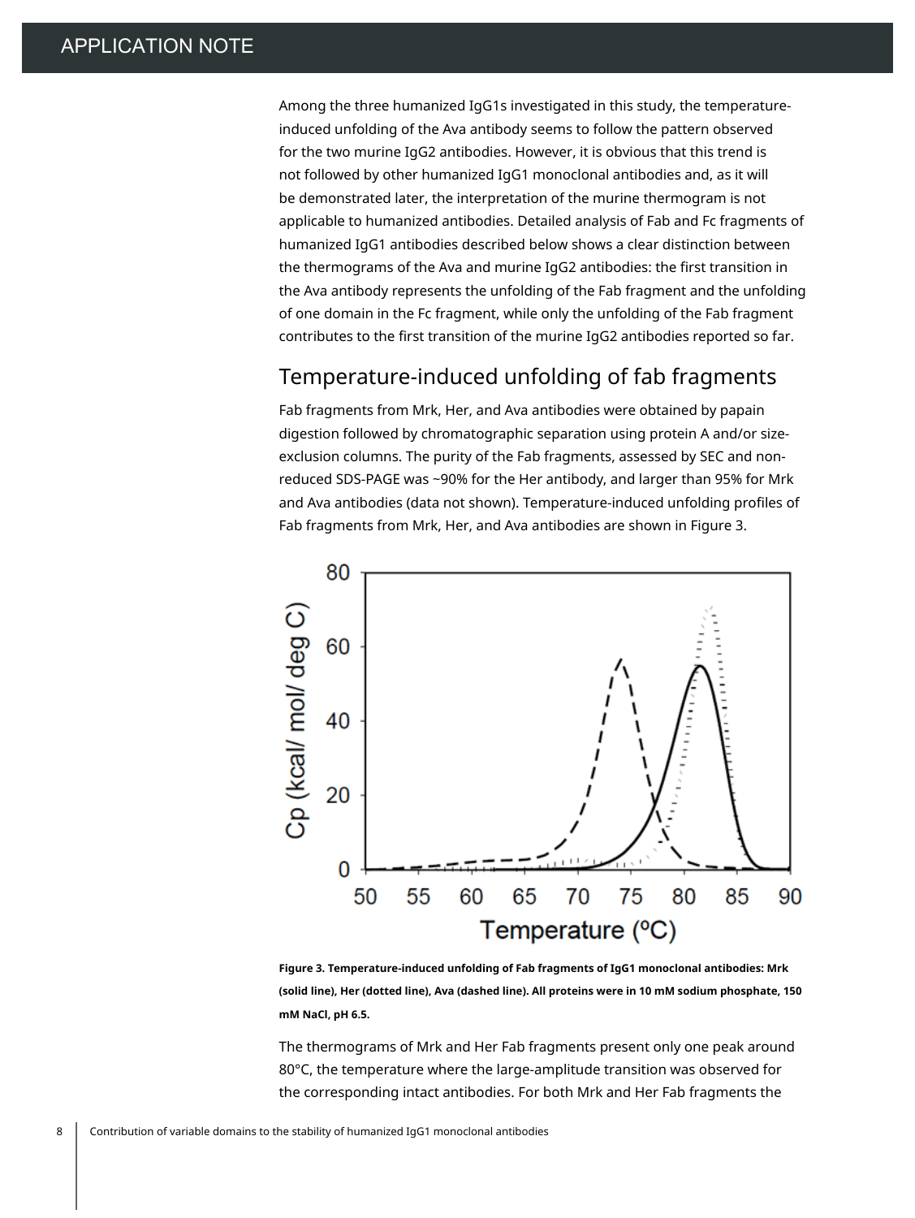Among the three humanized IgG1s investigated in this study, the temperature-induced unfolding of the Ava antibody seems to follow the pattern observed for the two murine IgG2 antibodies. However, it is obvious that this trend is not followed by other humanized IgG1 monoclonal antibodies and, as it will be demonstrated later, the interpretation of the murine thermogram is not applicable to humanized antibodies. Detailed analysis of Fab and Fc fragments of humanized IgG1 antibodies described below shows a clear distinction between the thermograms of the Ava and murine IgG2 antibodies: the first transition in the Ava antibody represents the unfolding of the Fab fragment and the unfolding of one domain in the Fc fragment, while only the unfolding of the Fab fragment contributes to the first transition of the murine IgG2 antibodies reported so far.

## Temperature-induced unfolding of fab fragments

Fab fragments from Mrk, Her, and Ava antibodies were obtained by papain digestion followed by chromatographic separation using protein A and/or size-exclusion columns. The purity of the Fab fragments, assessed by SEC and non-reduced SDS-PAGE was ~90% for the Her antibody, and larger than 95% for Mrk and Ava antibodies (data not shown). Temperature-induced unfolding profiles of Fab fragments from Mrk, Her, and Ava antibodies are shown in Figure 3.

**Figure 3. Temperature-induced unfolding of Fab fragments of IgG1 monoclonal antibodies: Mrk (solid line), Her (dotted line), Ava (dashed line). All proteins were in 10 mM sodium phosphate, 150 mM NaCl, pH 6.5.**

The thermograms of Mrk and Her Fab fragments present only one peak around 80°C, the temperature where the large-amplitude transition was observed for the corresponding intact antibodies. For both Mrk and Her Fab fragments the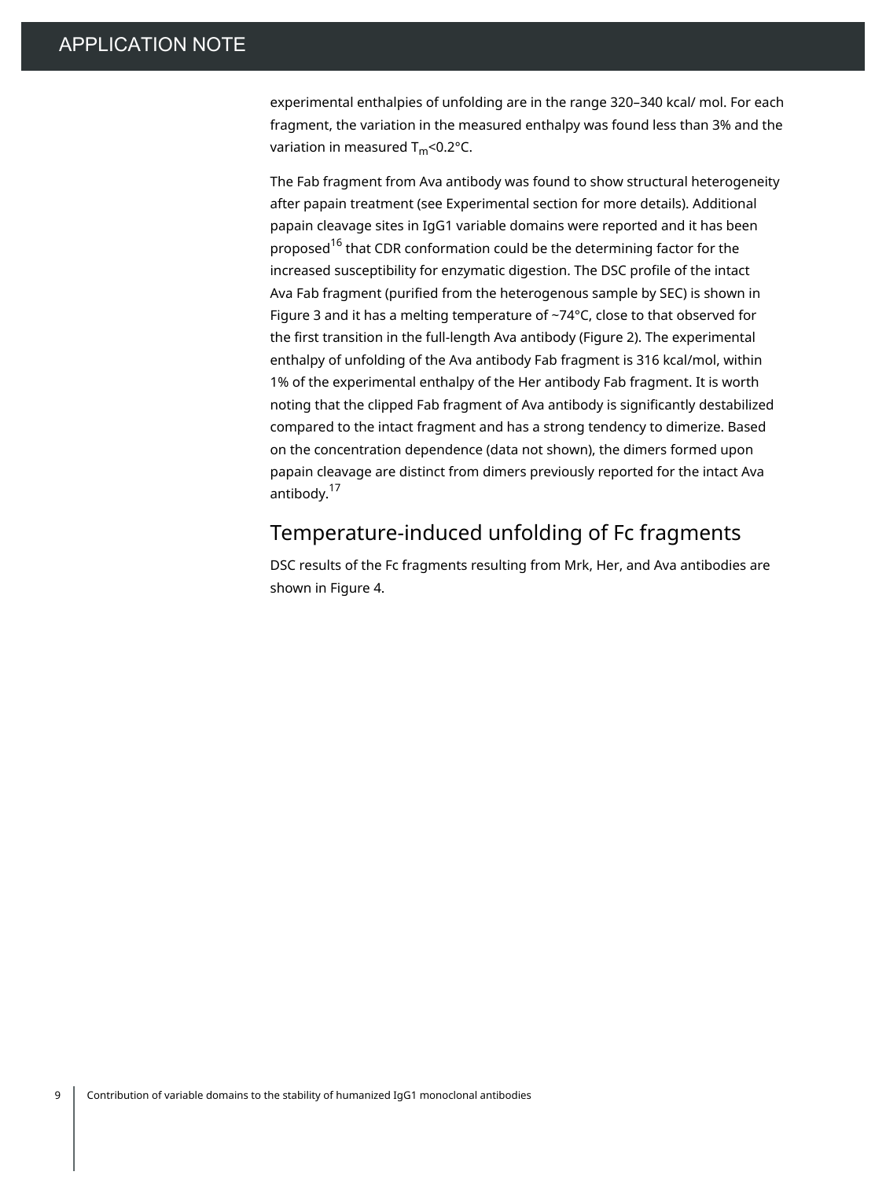experimental enthalpies of unfolding are in the range 320–340 kcal/ mol. For each fragment, the variation in the measured enthalpy was found less than 3% and the variation in measured $T_m$<0.2°C.

The Fab fragment from Ava antibody was found to show structural heterogeneity after papain treatment (see Experimental section for more details). Additional papain cleavage sites in IgG1 variable domains were reported and it has been proposed[16] that CDR conformation could be the determining factor for the increased susceptibility for enzymatic digestion. The DSC profile of the intact Ava Fab fragment (purified from the heterogenous sample by SEC) is shown in Figure 3 and it has a melting temperature of ~74°C, close to that observed for the first transition in the full-length Ava antibody (Figure 2). The experimental enthalpy of unfolding of the Ava antibody Fab fragment is 316 kcal/mol, within 1% of the experimental enthalpy of the Her antibody Fab fragment. It is worth noting that the clipped Fab fragment of Ava antibody is significantly destabilized compared to the intact fragment and has a strong tendency to dimerize. Based on the concentration dependence (data not shown), the dimers formed upon papain cleavage are distinct from dimers previously reported for the intact Ava antibody.[17]

## Temperature-induced unfolding of Fc fragments

DSC results of the Fc fragments resulting from Mrk, Her, and Ava antibodies are shown in Figure 4.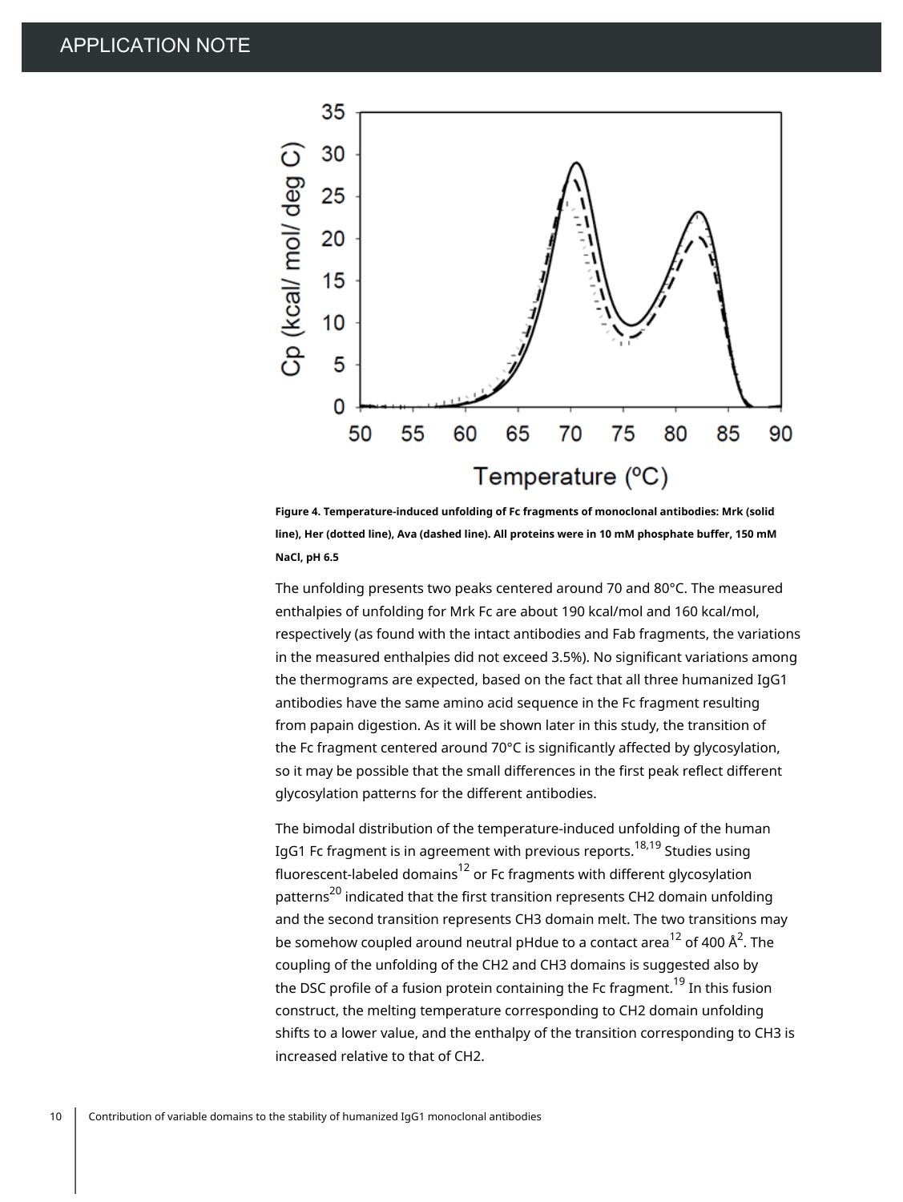**Figure 4. Temperature-induced unfolding of Fc fragments of monoclonal antibodies: Mrk (solid line), Her (dotted line), Ava (dashed line). All proteins were in 10 mM phosphate buffer, 150 mM NaCl, pH 6.5**

The unfolding presents two peaks centered around 70 and 80°C. The measured enthalpies of unfolding for Mrk Fc are about 190 kcal/mol and 160 kcal/mol, respectively (as found with the intact antibodies and Fab fragments, the variations in the measured enthalpies did not exceed 3.5%). No significant variations among the thermograms are expected, based on the fact that all three humanized IgG1 antibodies have the same amino acid sequence in the Fc fragment resulting from papain digestion. As it will be shown later in this study, the transition of the Fc fragment centered around 70°C is significantly affected by glycosylation, so it may be possible that the small differences in the first peak reflect different glycosylation patterns for the different antibodies.

The bimodal distribution of the temperature-induced unfolding of the human IgG1 Fc fragment is in agreement with previous reports.[18,19] Studies using fluorescent-labeled domains[12] or Fc fragments with different glycosylation patterns[20] indicated that the first transition represents CH2 domain unfolding and the second transition represents CH3 domain melt. The two transitions may be somehow coupled around neutral pHdue to a contact area[12] of 400 Å$^2$. The coupling of the unfolding of the CH2 and CH3 domains is suggested also by the DSC profile of a fusion protein containing the Fc fragment.[19] In this fusion construct, the melting temperature corresponding to CH2 domain unfolding shifts to a lower value, and the enthalpy of the transition corresponding to CH3 is increased relative to that of CH2.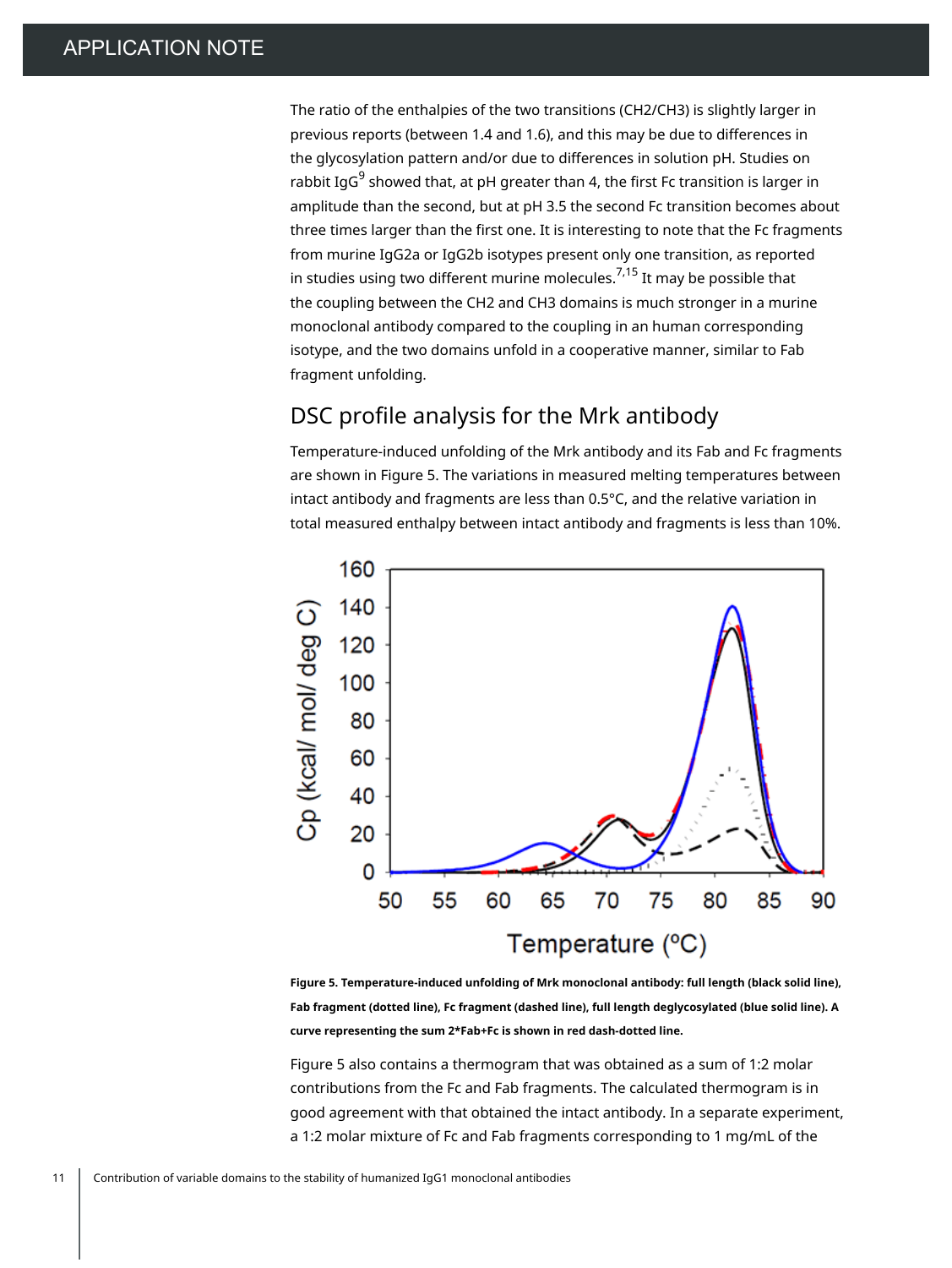The ratio of the enthalpies of the two transitions (CH2/CH3) is slightly larger in previous reports (between 1.4 and 1.6), and this may be due to differences in the glycosylation pattern and/or due to differences in solution pH. Studies on rabbit IgG[9] showed that, at pH greater than 4, the first Fc transition is larger in amplitude than the second, but at pH 3.5 the second Fc transition becomes about three times larger than the first one. It is interesting to note that the Fc fragments from murine IgG2a or IgG2b isotypes present only one transition, as reported in studies using two different murine molecules.[7,15] It may be possible that the coupling between the CH2 and CH3 domains is much stronger in a murine monoclonal antibody compared to the coupling in an human corresponding isotype, and the two domains unfold in a cooperative manner, similar to Fab fragment unfolding.

## DSC profile analysis for the Mrk antibody

Temperature-induced unfolding of the Mrk antibody and its Fab and Fc fragments are shown in Figure 5. The variations in measured melting temperatures between intact antibody and fragments are less than 0.5°C, and the relative variation in total measured enthalpy between intact antibody and fragments is less than 10%.

**Figure 5. Temperature-induced unfolding of Mrk monoclonal antibody: full length (black solid line), Fab fragment (dotted line), Fc fragment (dashed line), full length deglycosylated (blue solid line). A curve representing the sum 2*Fab+Fc is shown in red dash-dotted line.**

Figure 5 also contains a thermogram that was obtained as a sum of 1:2 molar contributions from the Fc and Fab fragments. The calculated thermogram is in good agreement with that obtained the intact antibody. In a separate experiment, a 1:2 molar mixture of Fc and Fab fragments corresponding to 1 mg/mL of the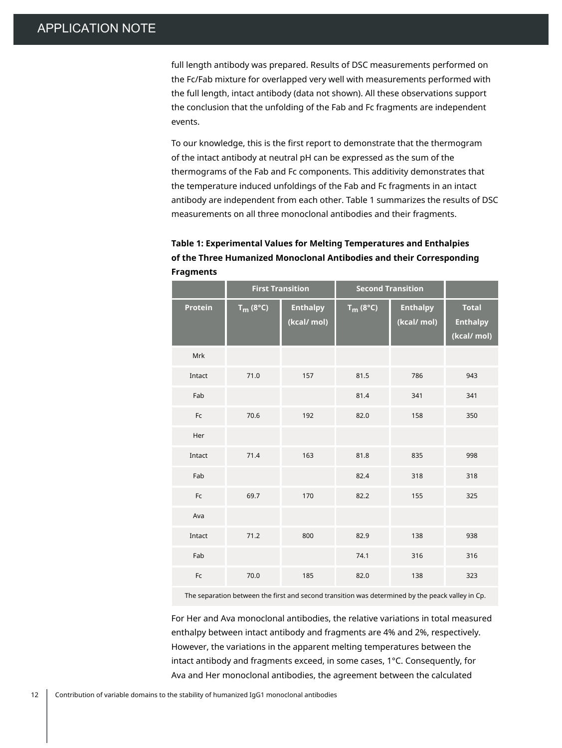full length antibody was prepared. Results of DSC measurements performed on the Fc/Fab mixture for overlapped very well with measurements performed with the full length, intact antibody (data not shown). All these observations support the conclusion that the unfolding of the Fab and Fc fragments are independent events.

To our knowledge, this is the first report to demonstrate that the thermogram of the intact antibody at neutral pH can be expressed as the sum of the thermograms of the Fab and Fc components. This additivity demonstrates that the temperature induced unfoldings of the Fab and Fc fragments in an intact antibody are independent from each other. Table 1 summarizes the results of DSC measurements on all three monoclonal antibodies and their fragments.

**Table 1: Experimental Values for Melting Temperatures and Enthalpies of the Three Humanized Monoclonal Antibodies and their Corresponding Fragments**

| | First Transition | | Second Transition | | |
|---|---|---|---|---|---|
| Protein | $T_m$ (8°C) | Enthalpy (kcal/ mol) | $T_m$ (8°C) | Enthalpy (kcal/ mol) | Total Enthalpy (kcal/ mol) |
| Mrk | | | | | |
| Intact | 71.0 | 157 | 81.5 | 786 | 943 |
| Fab | | | 81.4 | 341 | 341 |
| Fc | 70.6 | 192 | 82.0 | 158 | 350 |
| Her | | | | | |
| Intact | 71.4 | 163 | 81.8 | 835 | 998 |
| Fab | | | 82.4 | 318 | 318 |
| Fc | 69.7 | 170 | 82.2 | 155 | 325 |
| Ava | | | | | |
| Intact | 71.2 | 800 | 82.9 | 138 | 938 |
| Fab | | | 74.1 | 316 | 316 |
| Fc | 70.0 | 185 | 82.0 | 138 | 323 |

The separation between the first and second transition was determined by the peack valley in Cp.

For Her and Ava monoclonal antibodies, the relative variations in total measured enthalpy between intact antibody and fragments are 4% and 2%, respectively. However, the variations in the apparent melting temperatures between the intact antibody and fragments exceed, in some cases, 1°C. Consequently, for Ava and Her monoclonal antibodies, the agreement between the calculated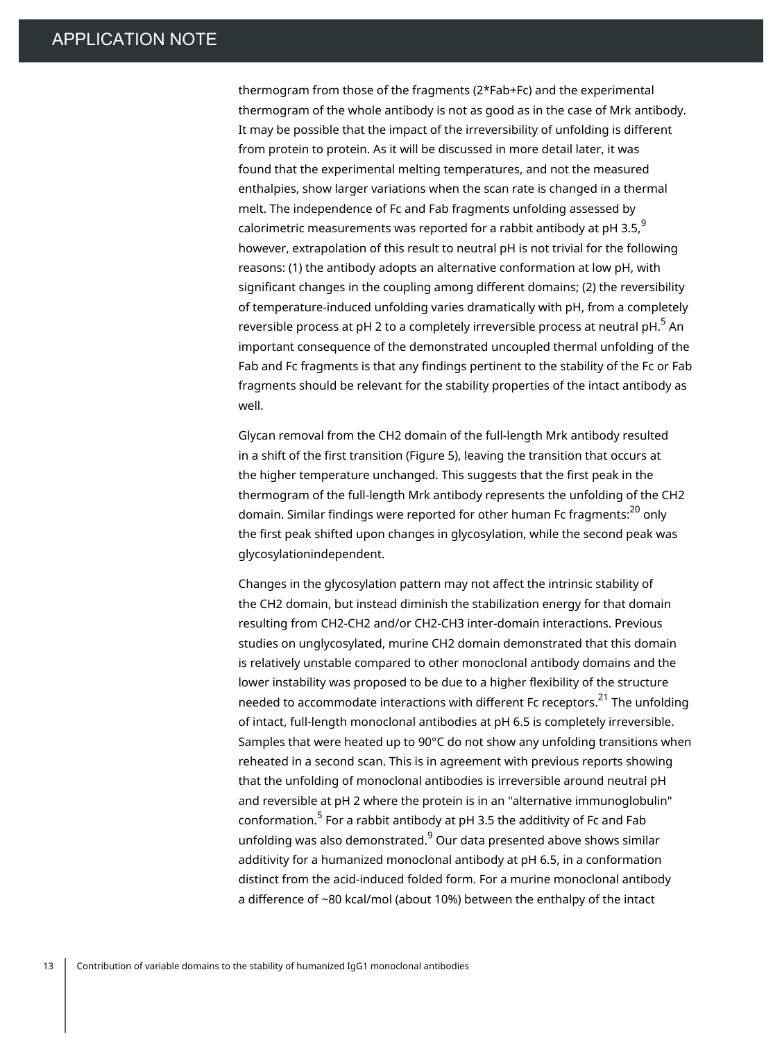thermogram from those of the fragments (2*Fab+Fc) and the experimental thermogram of the whole antibody is not as good as in the case of Mrk antibody. It may be possible that the impact of the irreversibility of unfolding is different from protein to protein. As it will be discussed in more detail later, it was found that the experimental melting temperatures, and not the measured enthalpies, show larger variations when the scan rate is changed in a thermal melt. The independence of Fc and Fab fragments unfolding assessed by calorimetric measurements was reported for a rabbit antibody at pH 3.5,[9] however, extrapolation of this result to neutral pH is not trivial for the following reasons: (1) the antibody adopts an alternative conformation at low pH, with significant changes in the coupling among different domains; (2) the reversibility of temperature-induced unfolding varies dramatically with pH, from a completely reversible process at pH 2 to a completely irreversible process at neutral pH.[5] An important consequence of the demonstrated uncoupled thermal unfolding of the Fab and Fc fragments is that any findings pertinent to the stability of the Fc or Fab fragments should be relevant for the stability properties of the intact antibody as well.

Glycan removal from the CH2 domain of the full-length Mrk antibody resulted in a shift of the first transition (Figure 5), leaving the transition that occurs at the higher temperature unchanged. This suggests that the first peak in the thermogram of the full-length Mrk antibody represents the unfolding of the CH2 domain. Similar findings were reported for other human Fc fragments:[20] only the first peak shifted upon changes in glycosylation, while the second peak was glycosylationindependent.

Changes in the glycosylation pattern may not affect the intrinsic stability of the CH2 domain, but instead diminish the stabilization energy for that domain resulting from CH2-CH2 and/or CH2-CH3 inter-domain interactions. Previous studies on unglycosylated, murine CH2 domain demonstrated that this domain is relatively unstable compared to other monoclonal antibody domains and the lower instability was proposed to be due to a higher flexibility of the structure needed to accommodate interactions with different Fc receptors.[21] The unfolding of intact, full-length monoclonal antibodies at pH 6.5 is completely irreversible. Samples that were heated up to 90°C do not show any unfolding transitions when reheated in a second scan. This is in agreement with previous reports showing that the unfolding of monoclonal antibodies is irreversible around neutral pH and reversible at pH 2 where the protein is in an "alternative immunoglobulin" conformation.[5] For a rabbit antibody at pH 3.5 the additivity of Fc and Fab unfolding was also demonstrated.[9] Our data presented above shows similar additivity for a humanized monoclonal antibody at pH 6.5, in a conformation distinct from the acid-induced folded form. For a murine monoclonal antibody a difference of ~80 kcal/mol (about 10%) between the enthalpy of the intact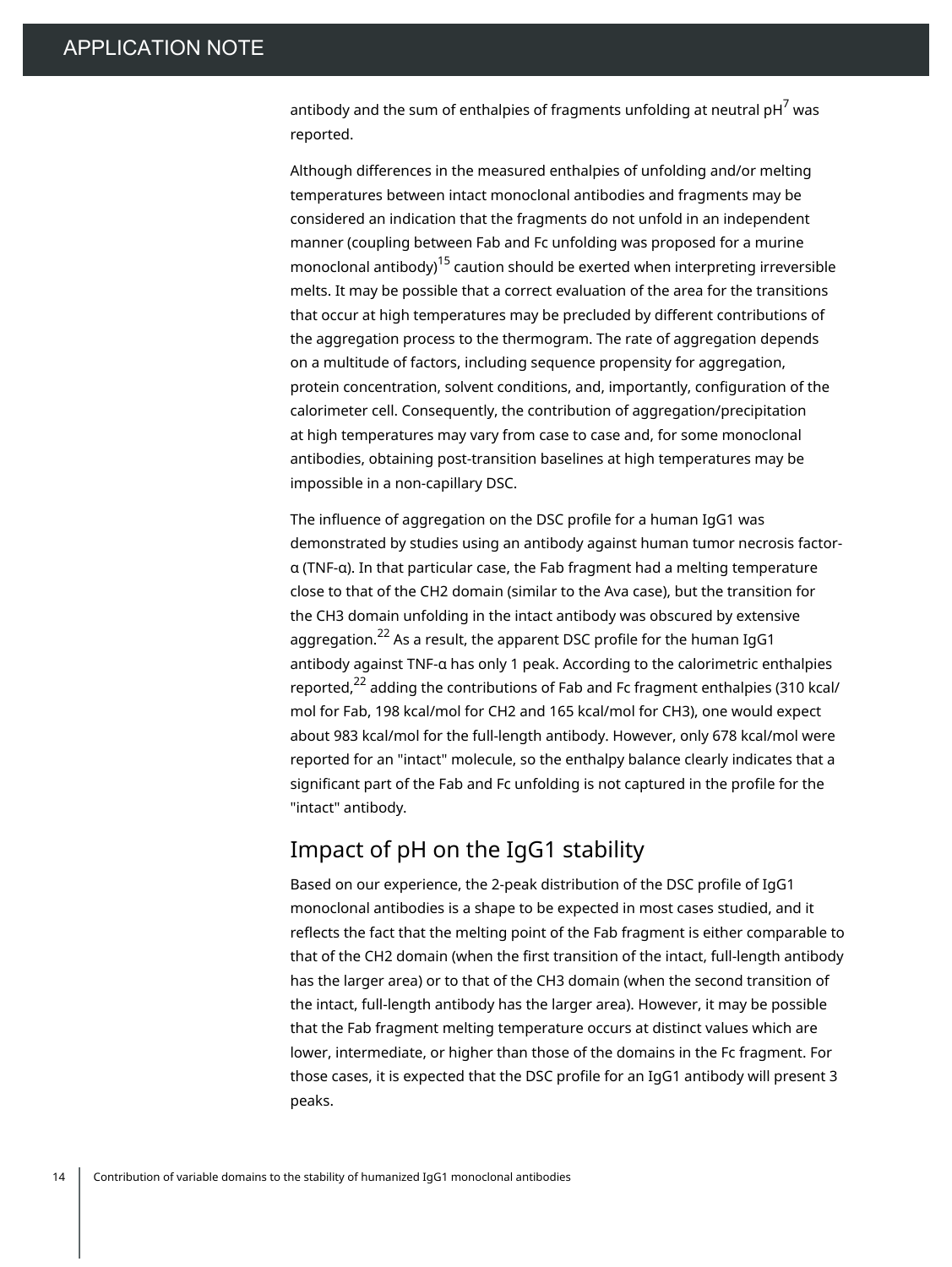antibody and the sum of enthalpies of fragments unfolding at neutral pH[7] was reported.

Although differences in the measured enthalpies of unfolding and/or melting temperatures between intact monoclonal antibodies and fragments may be considered an indication that the fragments do not unfold in an independent manner (coupling between Fab and Fc unfolding was proposed for a murine monoclonal antibody)[15] caution should be exerted when interpreting irreversible melts. It may be possible that a correct evaluation of the area for the transitions that occur at high temperatures may be precluded by different contributions of the aggregation process to the thermogram. The rate of aggregation depends on a multitude of factors, including sequence propensity for aggregation, protein concentration, solvent conditions, and, importantly, configuration of the calorimeter cell. Consequently, the contribution of aggregation/precipitation at high temperatures may vary from case to case and, for some monoclonal antibodies, obtaining post-transition baselines at high temperatures may be impossible in a non-capillary DSC.

The influence of aggregation on the DSC profile for a human IgG1 was demonstrated by studies using an antibody against human tumor necrosis factor-α (TNF-α). In that particular case, the Fab fragment had a melting temperature close to that of the CH2 domain (similar to the Ava case), but the transition for the CH3 domain unfolding in the intact antibody was obscured by extensive aggregation.[22] As a result, the apparent DSC profile for the human IgG1 antibody against TNF-α has only 1 peak. According to the calorimetric enthalpies reported,[22] adding the contributions of Fab and Fc fragment enthalpies (310 kcal/mol for Fab, 198 kcal/mol for CH2 and 165 kcal/mol for CH3), one would expect about 983 kcal/mol for the full-length antibody. However, only 678 kcal/mol were reported for an "intact" molecule, so the enthalpy balance clearly indicates that a significant part of the Fab and Fc unfolding is not captured in the profile for the "intact" antibody.

## Impact of pH on the IgG1 stability

Based on our experience, the 2-peak distribution of the DSC profile of IgG1 monoclonal antibodies is a shape to be expected in most cases studied, and it reflects the fact that the melting point of the Fab fragment is either comparable to that of the CH2 domain (when the first transition of the intact, full-length antibody has the larger area) or to that of the CH3 domain (when the second transition of the intact, full-length antibody has the larger area). However, it may be possible that the Fab fragment melting temperature occurs at distinct values which are lower, intermediate, or higher than those of the domains in the Fc fragment. For those cases, it is expected that the DSC profile for an IgG1 antibody will present 3 peaks.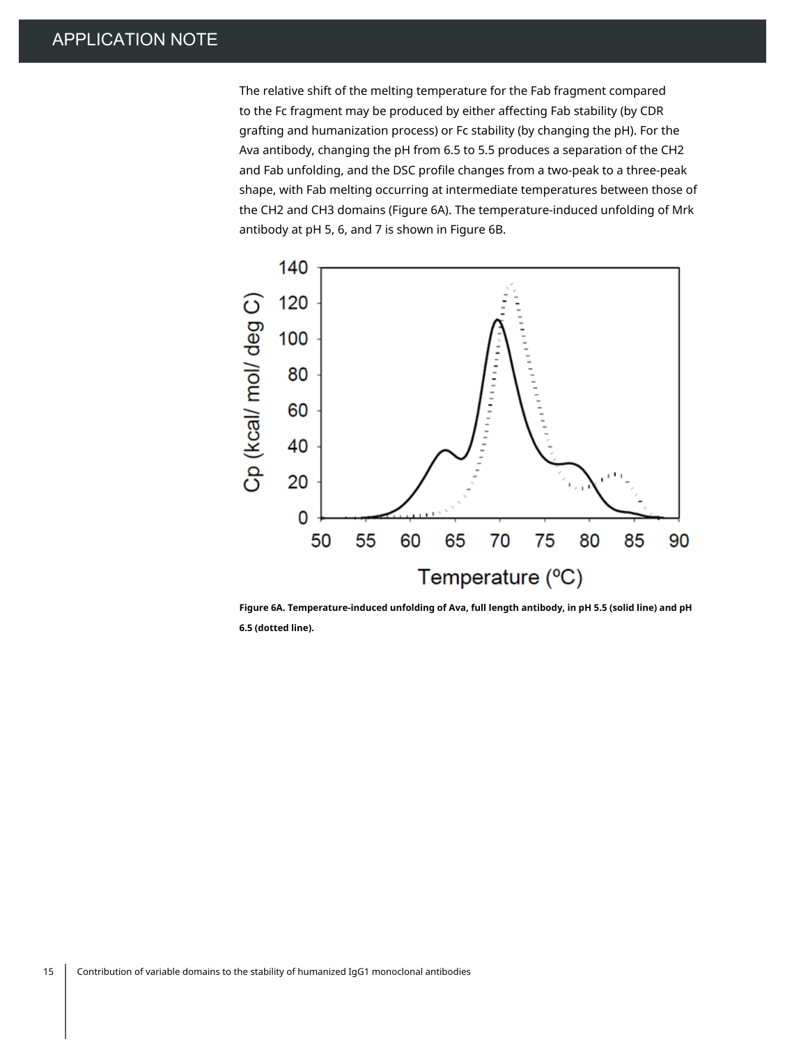The relative shift of the melting temperature for the Fab fragment compared to the Fc fragment may be produced by either affecting Fab stability (by CDR grafting and humanization process) or Fc stability (by changing the pH). For the Ava antibody, changing the pH from 6.5 to 5.5 produces a separation of the CH2 and Fab unfolding, and the DSC profile changes from a two-peak to a three-peak shape, with Fab melting occurring at intermediate temperatures between those of the CH2 and CH3 domains (Figure 6A). The temperature-induced unfolding of Mrk antibody at pH 5, 6, and 7 is shown in Figure 6B.

**Figure 6A. Temperature-induced unfolding of Ava, full length antibody, in pH 5.5 (solid line) and pH 6.5 (dotted line).**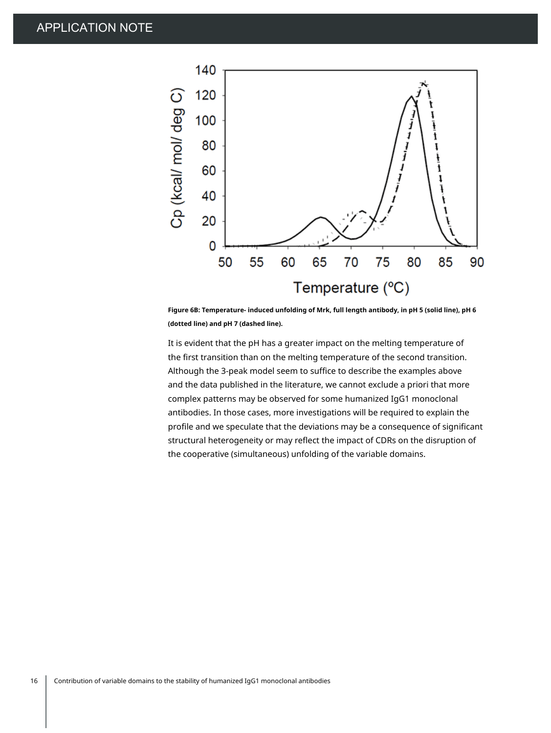**Figure 6B: Temperature- induced unfolding of Mrk, full length antibody, in pH 5 (solid line), pH 6 (dotted line) and pH 7 (dashed line).**

It is evident that the pH has a greater impact on the melting temperature of the first transition than on the melting temperature of the second transition. Although the 3-peak model seem to suffice to describe the examples above and the data published in the literature, we cannot exclude a priori that more complex patterns may be observed for some humanized IgG1 monoclonal antibodies. In those cases, more investigations will be required to explain the profile and we speculate that the deviations may be a consequence of significant structural heterogeneity or may reflect the impact of CDRs on the disruption of the cooperative (simultaneous) unfolding of the variable domains.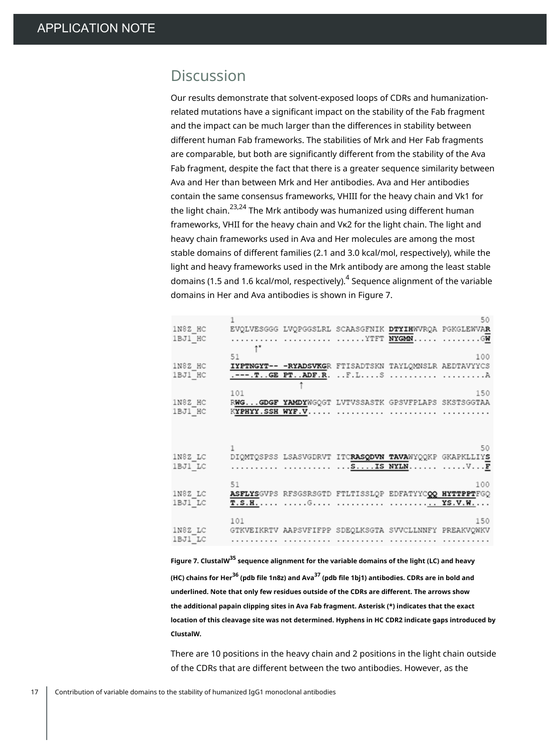## Discussion

Our results demonstrate that solvent-exposed loops of CDRs and humanization-related mutations have a significant impact on the stability of the Fab fragment and the impact can be much larger than the differences in stability between different human Fab frameworks. The stabilities of Mrk and Her Fab fragments are comparable, but both are significantly different from the stability of the Ava Fab fragment, despite the fact that there is a greater sequence similarity between Ava and Her than between Mrk and Her antibodies. Ava and Her antibodies contain the same consensus frameworks, VHIII for the heavy chain and Vk1 for the light chain.[23,24] The Mrk antibody was humanized using different human frameworks, VHII for the heavy chain and Vκ2 for the light chain. The light and heavy chain frameworks used in Ava and Her molecules are among the most stable domains of different families (2.1 and 3.0 kcal/mol, respectively), while the light and heavy frameworks used in the Mrk antibody are among the least stable domains (1.5 and 1.6 kcal/mol, respectively).[4] Sequence alignment of the variable domains in Her and Ava antibodies is shown in Figure 7.

```
         1                                                50
1N8Z_HC  EVQLVESGGG LVQPGGSLRL SCAASGFNIK DTYIHWVRQA PGKGLEWVAR
1BJ1_HC  .......... .......... ......YTFT NYGMN..... ........GW
              ↑*
         51                                              100
1N8Z_HC  IYPTNGYT-- -RYADSVKGR FTISADTSKN TAYLQMNSLR AEDTAVYYCS
1BJ1_HC  .---.T..GE PT..ADF.R. ..F.L....S .......... .........A
                       ↑
         101                                             150
1N8Z_HC  RWG...GDGF YAMDYWGQGT LVTVSSASTK GPSVFPLAPS SKSTSGGTAA
1BJ1_HC  KYPHYY.SSH WYF.V..... .......... .......... ..........

         1                                                50
1N8Z_LC  DIQMTQSPSS LSASVGDRVT ITCRASQDVN TAVAWYQQKP GKAPKLLIYS
1BJ1_LC  .......... .......... ...S....IS NYLN...... .....V...F

         51                                              100
1N8Z_LC  ASFLYSGVPS RFSGSRSGTD FTLTISSLQP EDFATYYCQQ HYTTPPTFGQ
1BJ1_LC  T.S.H..... .....G.... .......... .......... YS.V.W....

         101                                             150
1N8Z_LC  GTKVEIKRTV AAPSVFIFPP SDEQLKSGTA SVVCLLNNFY PREAKVQWKV
1BJ1_LC  .......... .......... .......... .......... ..........
```

**Figure 7. ClustalW[35] sequence alignment for the variable domains of the light (LC) and heavy (HC) chains for Her[36] (pdb file 1n8z) and Ava[37] (pdb file 1bj1) antibodies. CDRs are in bold and underlined. Note that only few residues outside of the CDRs are different. The arrows show the additional papain clipping sites in Ava Fab fragment. Asterisk (*) indicates that the exact location of this cleavage site was not determined. Hyphens in HC CDR2 indicate gaps introduced by ClustalW.**

There are 10 positions in the heavy chain and 2 positions in the light chain outside of the CDRs that are different between the two antibodies. However, as the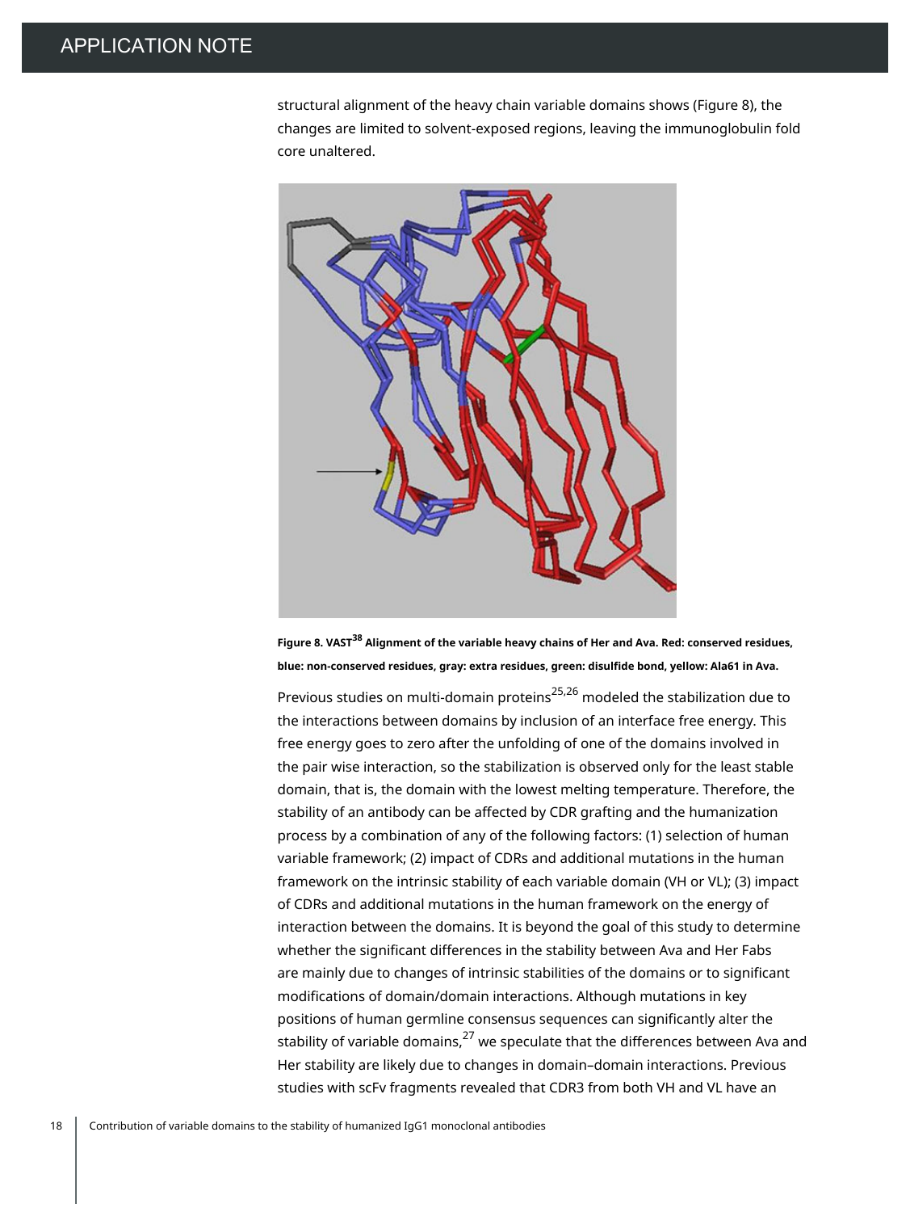structural alignment of the heavy chain variable domains shows (Figure 8), the changes are limited to solvent-exposed regions, leaving the immunoglobulin fold core unaltered.

**Figure 8. VAST[38] Alignment of the variable heavy chains of Her and Ava. Red: conserved residues, blue: non-conserved residues, gray: extra residues, green: disulfide bond, yellow: Ala61 in Ava.**

Previous studies on multi-domain proteins[25,26] modeled the stabilization due to the interactions between domains by inclusion of an interface free energy. This free energy goes to zero after the unfolding of one of the domains involved in the pair wise interaction, so the stabilization is observed only for the least stable domain, that is, the domain with the lowest melting temperature. Therefore, the stability of an antibody can be affected by CDR grafting and the humanization process by a combination of any of the following factors: (1) selection of human variable framework; (2) impact of CDRs and additional mutations in the human framework on the intrinsic stability of each variable domain (VH or VL); (3) impact of CDRs and additional mutations in the human framework on the energy of interaction between the domains. It is beyond the goal of this study to determine whether the significant differences in the stability between Ava and Her Fabs are mainly due to changes of intrinsic stabilities of the domains or to significant modifications of domain/domain interactions. Although mutations in key positions of human germline consensus sequences can significantly alter the stability of variable domains,[27] we speculate that the differences between Ava and Her stability are likely due to changes in domain–domain interactions. Previous studies with scFv fragments revealed that CDR3 from both VH and VL have an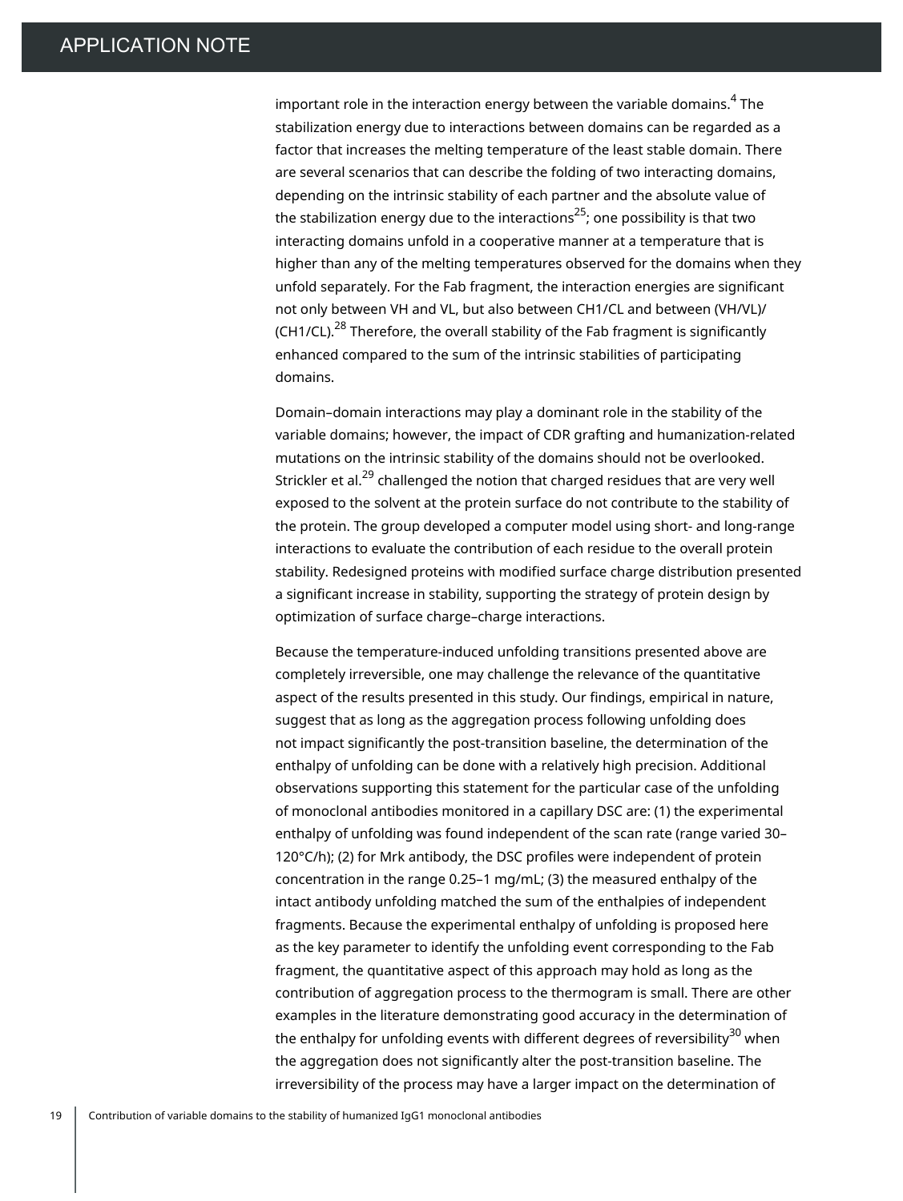important role in the interaction energy between the variable domains.[4] The stabilization energy due to interactions between domains can be regarded as a factor that increases the melting temperature of the least stable domain. There are several scenarios that can describe the folding of two interacting domains, depending on the intrinsic stability of each partner and the absolute value of the stabilization energy due to the interactions[25]; one possibility is that two interacting domains unfold in a cooperative manner at a temperature that is higher than any of the melting temperatures observed for the domains when they unfold separately. For the Fab fragment, the interaction energies are significant not only between VH and VL, but also between CH1/CL and between (VH/VL)/(CH1/CL).[28] Therefore, the overall stability of the Fab fragment is significantly enhanced compared to the sum of the intrinsic stabilities of participating domains.

Domain–domain interactions may play a dominant role in the stability of the variable domains; however, the impact of CDR grafting and humanization-related mutations on the intrinsic stability of the domains should not be overlooked. Strickler et al.[29] challenged the notion that charged residues that are very well exposed to the solvent at the protein surface do not contribute to the stability of the protein. The group developed a computer model using short- and long-range interactions to evaluate the contribution of each residue to the overall protein stability. Redesigned proteins with modified surface charge distribution presented a significant increase in stability, supporting the strategy of protein design by optimization of surface charge–charge interactions.

Because the temperature-induced unfolding transitions presented above are completely irreversible, one may challenge the relevance of the quantitative aspect of the results presented in this study. Our findings, empirical in nature, suggest that as long as the aggregation process following unfolding does not impact significantly the post-transition baseline, the determination of the enthalpy of unfolding can be done with a relatively high precision. Additional observations supporting this statement for the particular case of the unfolding of monoclonal antibodies monitored in a capillary DSC are: (1) the experimental enthalpy of unfolding was found independent of the scan rate (range varied 30–120°C/h); (2) for Mrk antibody, the DSC profiles were independent of protein concentration in the range 0.25–1 mg/mL; (3) the measured enthalpy of the intact antibody unfolding matched the sum of the enthalpies of independent fragments. Because the experimental enthalpy of unfolding is proposed here as the key parameter to identify the unfolding event corresponding to the Fab fragment, the quantitative aspect of this approach may hold as long as the contribution of aggregation process to the thermogram is small. There are other examples in the literature demonstrating good accuracy in the determination of the enthalpy for unfolding events with different degrees of reversibility[30] when the aggregation does not significantly alter the post-transition baseline. The irreversibility of the process may have a larger impact on the determination of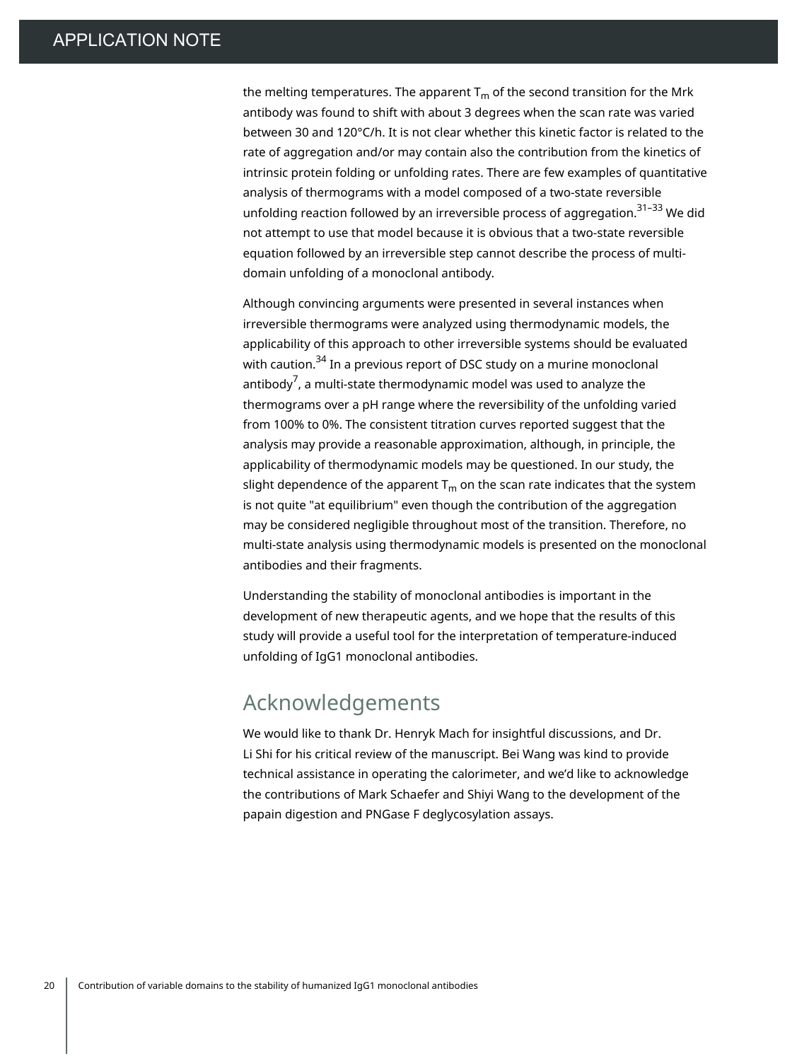the melting temperatures. The apparent $T_m$ of the second transition for the Mrk antibody was found to shift with about 3 degrees when the scan rate was varied between 30 and 120°C/h. It is not clear whether this kinetic factor is related to the rate of aggregation and/or may contain also the contribution from the kinetics of intrinsic protein folding or unfolding rates. There are few examples of quantitative analysis of thermograms with a model composed of a two-state reversible unfolding reaction followed by an irreversible process of aggregation.[31–33] We did not attempt to use that model because it is obvious that a two-state reversible equation followed by an irreversible step cannot describe the process of multi-domain unfolding of a monoclonal antibody.

Although convincing arguments were presented in several instances when irreversible thermograms were analyzed using thermodynamic models, the applicability of this approach to other irreversible systems should be evaluated with caution.[34] In a previous report of DSC study on a murine monoclonal antibody[7], a multi-state thermodynamic model was used to analyze the thermograms over a pH range where the reversibility of the unfolding varied from 100% to 0%. The consistent titration curves reported suggest that the analysis may provide a reasonable approximation, although, in principle, the applicability of thermodynamic models may be questioned. In our study, the slight dependence of the apparent $T_m$ on the scan rate indicates that the system is not quite "at equilibrium" even though the contribution of the aggregation may be considered negligible throughout most of the transition. Therefore, no multi-state analysis using thermodynamic models is presented on the monoclonal antibodies and their fragments.

Understanding the stability of monoclonal antibodies is important in the development of new therapeutic agents, and we hope that the results of this study will provide a useful tool for the interpretation of temperature-induced unfolding of IgG1 monoclonal antibodies.

## Acknowledgements

We would like to thank Dr. Henryk Mach for insightful discussions, and Dr. Li Shi for his critical review of the manuscript. Bei Wang was kind to provide technical assistance in operating the calorimeter, and we'd like to acknowledge the contributions of Mark Schaefer and Shiyi Wang to the development of the papain digestion and PNGase F deglycosylation assays.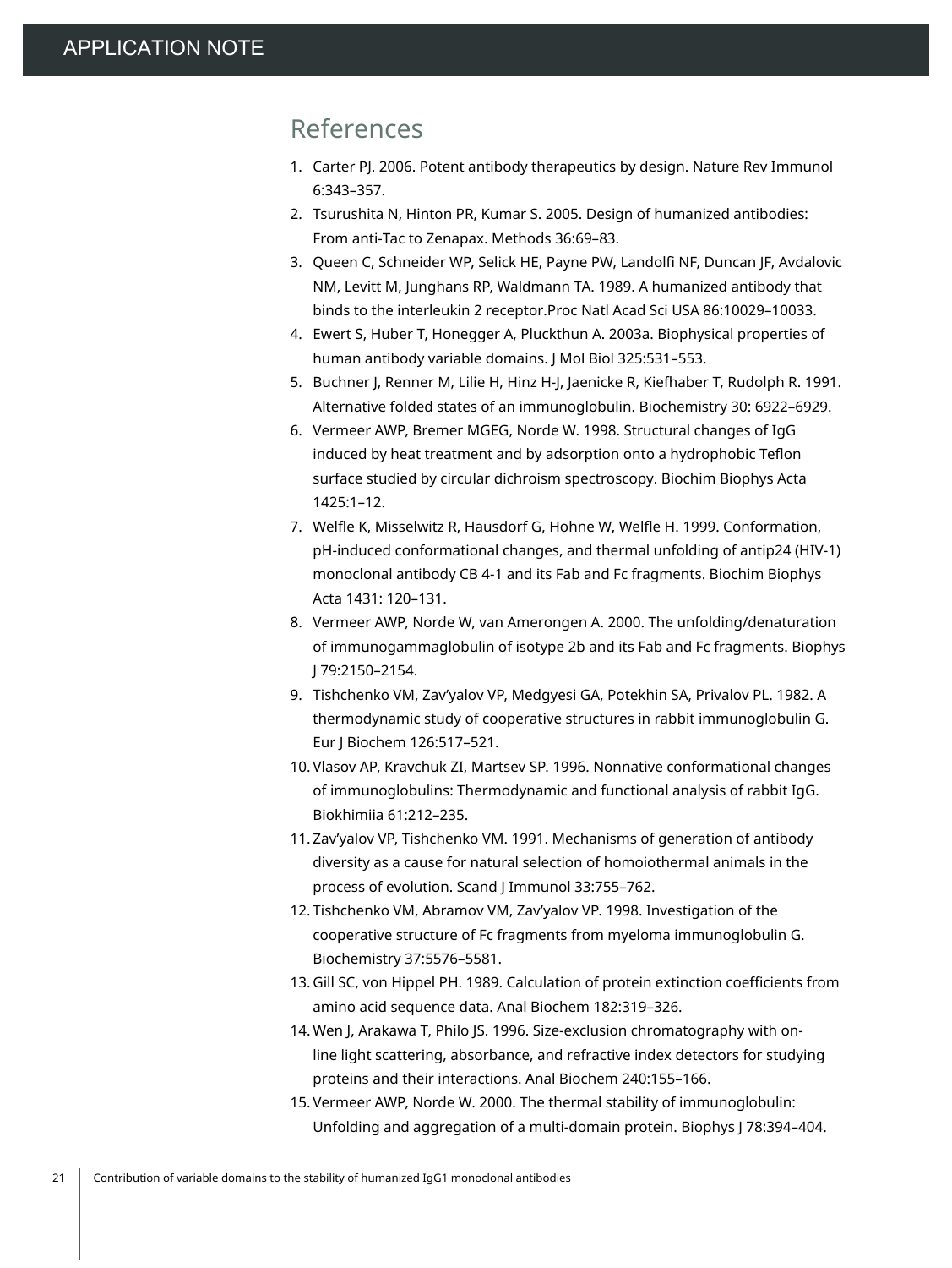## References

1. Carter PJ. 2006. Potent antibody therapeutics by design. Nature Rev Immunol 6:343–357.
2. Tsurushita N, Hinton PR, Kumar S. 2005. Design of humanized antibodies: From anti-Tac to Zenapax. Methods 36:69–83.
3. Queen C, Schneider WP, Selick HE, Payne PW, Landolfi NF, Duncan JF, Avdalovic NM, Levitt M, Junghans RP, Waldmann TA. 1989. A humanized antibody that binds to the interleukin 2 receptor.Proc Natl Acad Sci USA 86:10029–10033.
4. Ewert S, Huber T, Honegger A, Pluckthun A. 2003a. Biophysical properties of human antibody variable domains. J Mol Biol 325:531–553.
5. Buchner J, Renner M, Lilie H, Hinz H-J, Jaenicke R, Kiefhaber T, Rudolph R. 1991. Alternative folded states of an immunoglobulin. Biochemistry 30: 6922–6929.
6. Vermeer AWP, Bremer MGEG, Norde W. 1998. Structural changes of IgG induced by heat treatment and by adsorption onto a hydrophobic Teflon surface studied by circular dichroism spectroscopy. Biochim Biophys Acta 1425:1–12.
7. Welfle K, Misselwitz R, Hausdorf G, Hohne W, Welfle H. 1999. Conformation, pH-induced conformational changes, and thermal unfolding of antip24 (HIV-1) monoclonal antibody CB 4-1 and its Fab and Fc fragments. Biochim Biophys Acta 1431: 120–131.
8. Vermeer AWP, Norde W, van Amerongen A. 2000. The unfolding/denaturation of immunogammaglobulin of isotype 2b and its Fab and Fc fragments. Biophys J 79:2150–2154.
9. Tishchenko VM, Zav'yalov VP, Medgyesi GA, Potekhin SA, Privalov PL. 1982. A thermodynamic study of cooperative structures in rabbit immunoglobulin G. Eur J Biochem 126:517–521.
10. Vlasov AP, Kravchuk ZI, Martsev SP. 1996. Nonnative conformational changes of immunoglobulins: Thermodynamic and functional analysis of rabbit IgG. Biokhimiia 61:212–235.
11. Zav'yalov VP, Tishchenko VM. 1991. Mechanisms of generation of antibody diversity as a cause for natural selection of homoiothermal animals in the process of evolution. Scand J Immunol 33:755–762.
12. Tishchenko VM, Abramov VM, Zav'yalov VP. 1998. Investigation of the cooperative structure of Fc fragments from myeloma immunoglobulin G. Biochemistry 37:5576–5581.
13. Gill SC, von Hippel PH. 1989. Calculation of protein extinction coefficients from amino acid sequence data. Anal Biochem 182:319–326.
14. Wen J, Arakawa T, Philo JS. 1996. Size-exclusion chromatography with on-line light scattering, absorbance, and refractive index detectors for studying proteins and their interactions. Anal Biochem 240:155–166.
15. Vermeer AWP, Norde W. 2000. The thermal stability of immunoglobulin: Unfolding and aggregation of a multi-domain protein. Biophys J 78:394–404.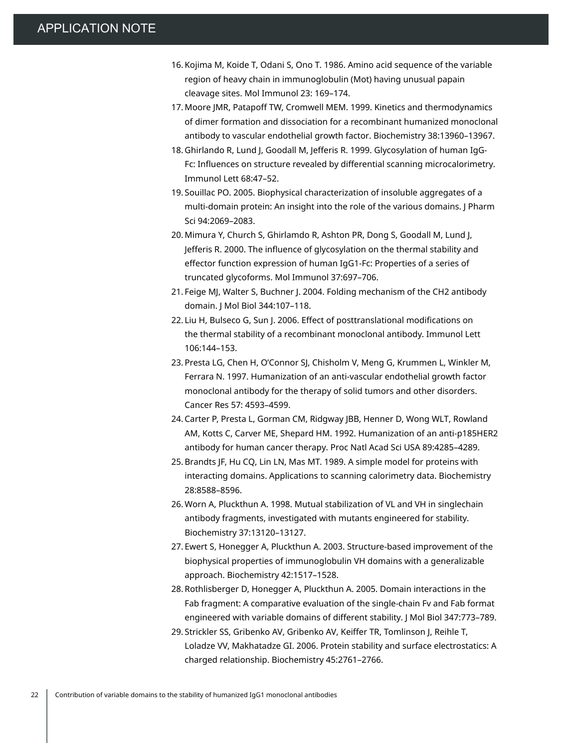16. Kojima M, Koide T, Odani S, Ono T. 1986. Amino acid sequence of the variable region of heavy chain in immunoglobulin (Mot) having unusual papain cleavage sites. Mol Immunol 23: 169–174.
17. Moore JMR, Patapoff TW, Cromwell MEM. 1999. Kinetics and thermodynamics of dimer formation and dissociation for a recombinant humanized monoclonal antibody to vascular endothelial growth factor. Biochemistry 38:13960–13967.
18. Ghirlando R, Lund J, Goodall M, Jefferis R. 1999. Glycosylation of human IgG-Fc: Influences on structure revealed by differential scanning microcalorimetry. Immunol Lett 68:47–52.
19. Souillac PO. 2005. Biophysical characterization of insoluble aggregates of a multi-domain protein: An insight into the role of the various domains. J Pharm Sci 94:2069–2083.
20. Mimura Y, Church S, Ghirlamdo R, Ashton PR, Dong S, Goodall M, Lund J, Jefferis R. 2000. The influence of glycosylation on the thermal stability and effector function expression of human IgG1-Fc: Properties of a series of truncated glycoforms. Mol Immunol 37:697–706.
21. Feige MJ, Walter S, Buchner J. 2004. Folding mechanism of the CH2 antibody domain. J Mol Biol 344:107–118.
22. Liu H, Bulseco G, Sun J. 2006. Effect of posttranslational modifications on the thermal stability of a recombinant monoclonal antibody. Immunol Lett 106:144–153.
23. Presta LG, Chen H, O'Connor SJ, Chisholm V, Meng G, Krummen L, Winkler M, Ferrara N. 1997. Humanization of an anti-vascular endothelial growth factor monoclonal antibody for the therapy of solid tumors and other disorders. Cancer Res 57: 4593–4599.
24. Carter P, Presta L, Gorman CM, Ridgway JBB, Henner D, Wong WLT, Rowland AM, Kotts C, Carver ME, Shepard HM. 1992. Humanization of an anti-p185HER2 antibody for human cancer therapy. Proc Natl Acad Sci USA 89:4285–4289.
25. Brandts JF, Hu CQ, Lin LN, Mas MT. 1989. A simple model for proteins with interacting domains. Applications to scanning calorimetry data. Biochemistry 28:8588–8596.
26. Worn A, Pluckthun A. 1998. Mutual stabilization of VL and VH in singlechain antibody fragments, investigated with mutants engineered for stability. Biochemistry 37:13120–13127.
27. Ewert S, Honegger A, Pluckthun A. 2003. Structure-based improvement of the biophysical properties of immunoglobulin VH domains with a generalizable approach. Biochemistry 42:1517–1528.
28. Rothlisberger D, Honegger A, Pluckthun A. 2005. Domain interactions in the Fab fragment: A comparative evaluation of the single-chain Fv and Fab format engineered with variable domains of different stability. J Mol Biol 347:773–789.
29. Strickler SS, Gribenko AV, Gribenko AV, Keiffer TR, Tomlinson J, Reihle T, Loladze VV, Makhatadze GI. 2006. Protein stability and surface electrostatics: A charged relationship. Biochemistry 45:2761–2766.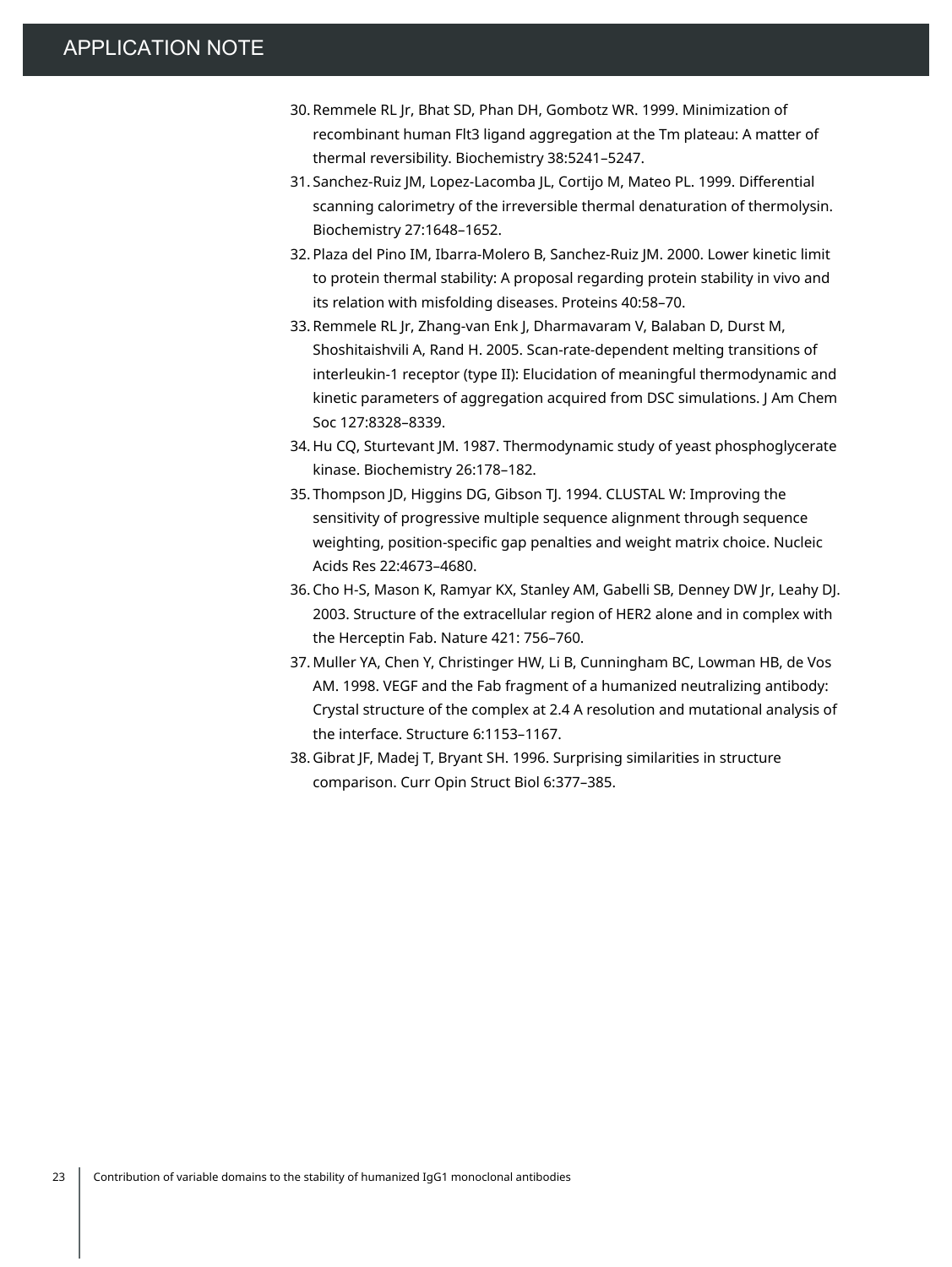30. Remmele RL Jr, Bhat SD, Phan DH, Gombotz WR. 1999. Minimization of recombinant human Flt3 ligand aggregation at the Tm plateau: A matter of thermal reversibility. Biochemistry 38:5241–5247.
31. Sanchez-Ruiz JM, Lopez-Lacomba JL, Cortijo M, Mateo PL. 1999. Differential scanning calorimetry of the irreversible thermal denaturation of thermolysin. Biochemistry 27:1648–1652.
32. Plaza del Pino IM, Ibarra-Molero B, Sanchez-Ruiz JM. 2000. Lower kinetic limit to protein thermal stability: A proposal regarding protein stability in vivo and its relation with misfolding diseases. Proteins 40:58–70.
33. Remmele RL Jr, Zhang-van Enk J, Dharmavaram V, Balaban D, Durst M, Shoshitaishvili A, Rand H. 2005. Scan-rate-dependent melting transitions of interleukin-1 receptor (type II): Elucidation of meaningful thermodynamic and kinetic parameters of aggregation acquired from DSC simulations. J Am Chem Soc 127:8328–8339.
34. Hu CQ, Sturtevant JM. 1987. Thermodynamic study of yeast phosphoglycerate kinase. Biochemistry 26:178–182.
35. Thompson JD, Higgins DG, Gibson TJ. 1994. CLUSTAL W: Improving the sensitivity of progressive multiple sequence alignment through sequence weighting, position-specific gap penalties and weight matrix choice. Nucleic Acids Res 22:4673–4680.
36. Cho H-S, Mason K, Ramyar KX, Stanley AM, Gabelli SB, Denney DW Jr, Leahy DJ. 2003. Structure of the extracellular region of HER2 alone and in complex with the Herceptin Fab. Nature 421: 756–760.
37. Muller YA, Chen Y, Christinger HW, Li B, Cunningham BC, Lowman HB, de Vos AM. 1998. VEGF and the Fab fragment of a humanized neutralizing antibody: Crystal structure of the complex at 2.4 A resolution and mutational analysis of the interface. Structure 6:1153–1167.
38. Gibrat JF, Madej T, Bryant SH. 1996. Surprising similarities in structure comparison. Curr Opin Struct Biol 6:377–385.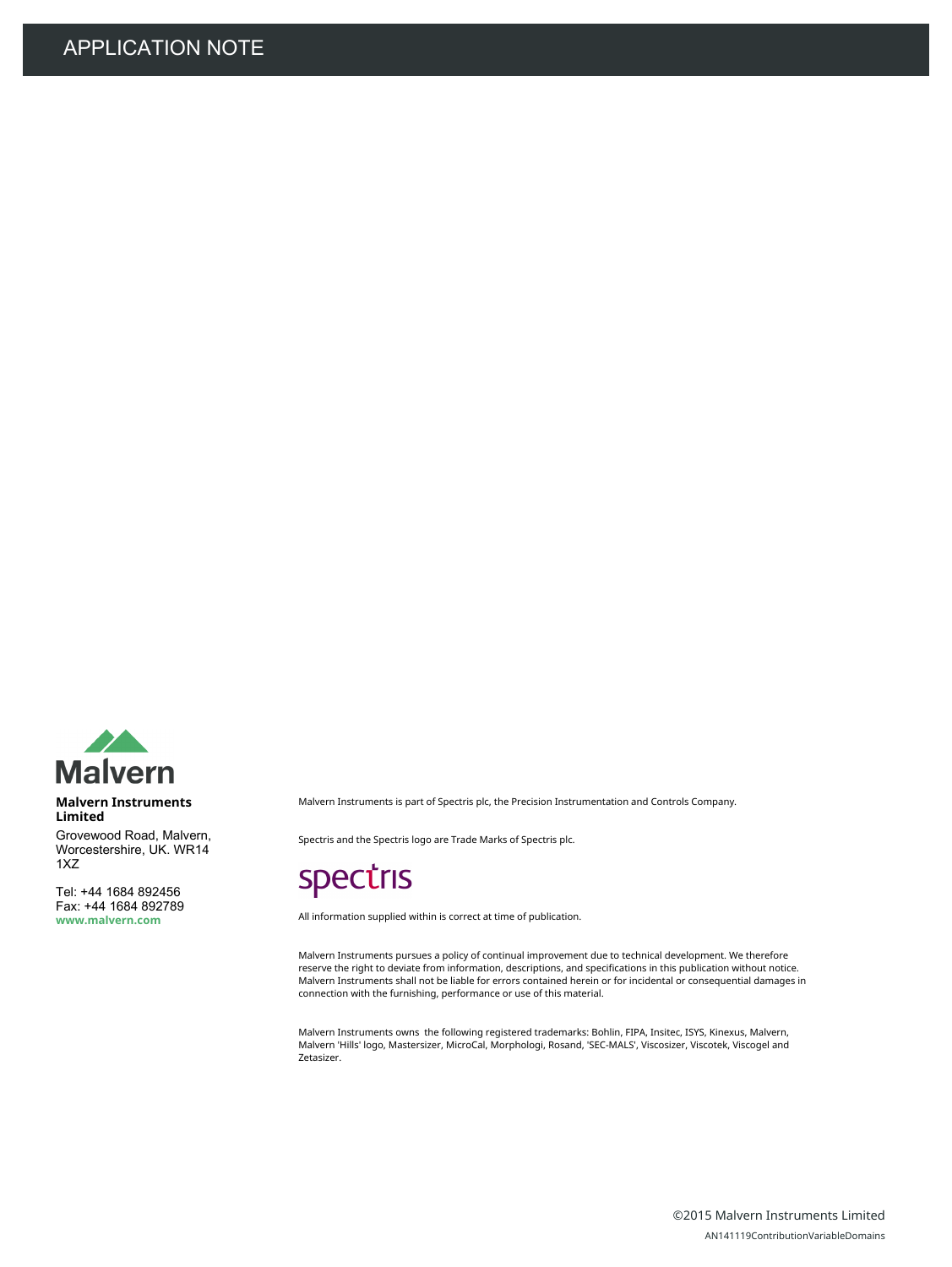APPLICATION NOTE

Malvern

**Malvern Instruments Limited**

Grovewood Road, Malvern, Worcestershire, UK. WR14 1XZ

Tel: +44 1684 892456
Fax: +44 1684 892789
**www.malvern.com**

Malvern Instruments is part of Spectris plc, the Precision Instrumentation and Controls Company.

Spectris and the Spectris logo are Trade Marks of Spectris plc.

spectris

All information supplied within is correct at time of publication.

Malvern Instruments pursues a policy of continual improvement due to technical development. We therefore reserve the right to deviate from information, descriptions, and specifications in this publication without notice. Malvern Instruments shall not be liable for errors contained herein or for incidental or consequential damages in connection with the furnishing, performance or use of this material.

Malvern Instruments owns the following registered trademarks: Bohlin, FIPA, Insitec, ISYS, Kinexus, Malvern, Malvern 'Hills' logo, Mastersizer, MicroCal, Morphologi, Rosand, 'SEC-MALS', Viscosizer, Viscotek, Viscogel and Zetasizer.

©2015 Malvern Instruments Limited

AN141119ContributionVariableDomains